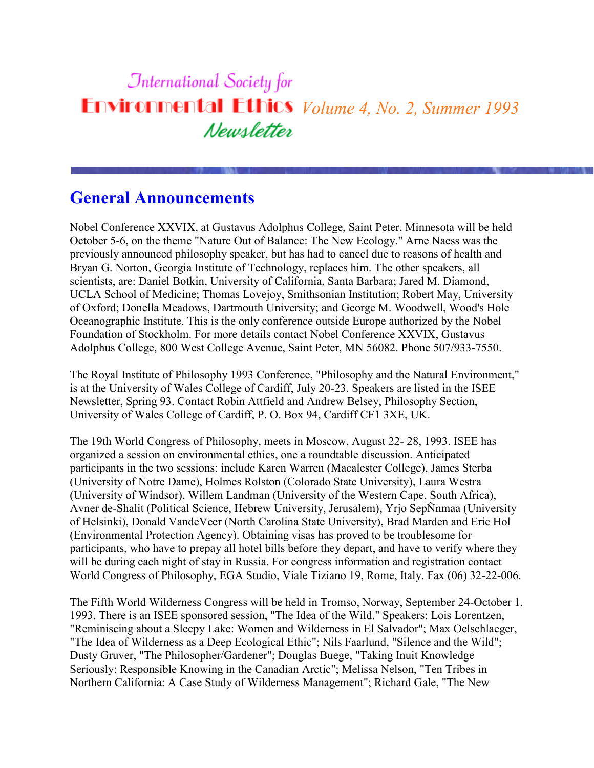# International Society for Environmental Ethics Newsletter

*Volume 4, No. 2, Summer 1993*

## General Announcements

Nobel Conference XXVIX, at Gustavus Adolphus College, Saint Peter, Minnesota will be held October 5-6, on the theme "Nature Out of Balance: The New Ecology." Arne Naess was the previously announced philosophy speaker, but has had to cancel due to reasons of health and Bryan G. Norton, Georgia Institute of Technology, replaces him. The other speakers, all scientists, are: Daniel Botkin, University of California, Santa Barbara; Jared M. Diamond, UCLA School of Medicine; Thomas Lovejoy, Smithsonian Institution; Robert May, University of Oxford; Donella Meadows, Dartmouth University; and George M. Woodwell, Wood's Hole Oceanographic Institute. This is the only conference outside Europe authorized by the Nobel Foundation of Stockholm. For more details contact Nobel Conference XXVIX, Gustavus Adolphus College, 800 West College Avenue, Saint Peter, MN 56082. Phone 507/933-7550.

The Royal Institute of Philosophy 1993 Conference, "Philosophy and the Natural Environment," is at the University of Wales College of Cardiff, July 20-23. Speakers are listed in the ISEE Newsletter, Spring 93. Contact Robin Attfield and Andrew Belsey, Philosophy Section, University of Wales College of Cardiff, P. O. Box 94, Cardiff CF1 3XE, UK.

The 19th World Congress of Philosophy, meets in Moscow, August 22- 28, 1993. ISEE has organized a session on environmental ethics, one a roundtable discussion. Anticipated participants in the two sessions: include Karen Warren (Macalester College), James Sterba (University of Notre Dame), Holmes Rolston (Colorado State University), Laura Westra (University of Windsor), Willem Landman (University of the Western Cape, South Africa), Avner de-Shalit (Political Science, Hebrew University, Jerusalem), Yrjo SepÑnmaa (University of Helsinki), Donald VandeVeer (North Carolina State University), Brad Marden and Eric Hol (Environmental Protection Agency). Obtaining visas has proved to be troublesome for participants, who have to prepay all hotel bills before they depart, and have to verify where they will be during each night of stay in Russia. For congress information and registration contact World Congress of Philosophy, EGA Studio, Viale Tiziano 19, Rome, Italy. Fax (06) 32-22-006.

The Fifth World Wilderness Congress will be held in Tromso, Norway, September 24-October 1, 1993. There is an ISEE sponsored session, "The Idea of the Wild." Speakers: Lois Lorentzen, "Reminiscing about a Sleepy Lake: Women and Wilderness in El Salvador"; Max Oelschlaeger, "The Idea of Wilderness as a Deep Ecological Ethic"; Nils Faarlund, "Silence and the Wild"; Dusty Gruver, "The Philosopher/Gardener"; Douglas Buege, "Taking Inuit Knowledge Seriously: Responsible Knowing in the Canadian Arctic"; Melissa Nelson, "Ten Tribes in Northern California: A Case Study of Wilderness Management"; Richard Gale, "The New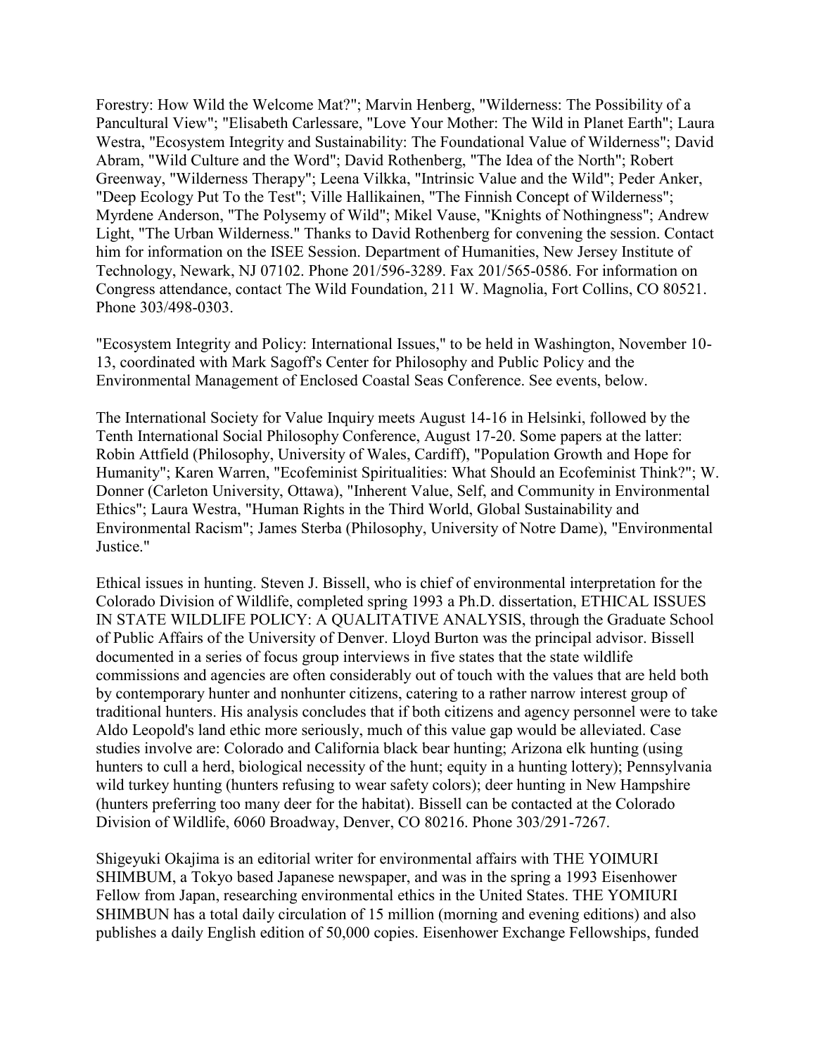Forestry: How Wild the Welcome Mat?"; Marvin Henberg, "Wilderness: The Possibility of a Pancultural View"; "Elisabeth Carlessare, "Love Your Mother: The Wild in Planet Earth"; Laura Westra, "Ecosystem Integrity and Sustainability: The Foundational Value of Wilderness"; David Abram, "Wild Culture and the Word"; David Rothenberg, "The Idea of the North"; Robert Greenway, "Wilderness Therapy"; Leena Vilkka, "Intrinsic Value and the Wild"; Peder Anker, "Deep Ecology Put To the Test"; Ville Hallikainen, "The Finnish Concept of Wilderness"; Myrdene Anderson, "The Polysemy of Wild"; Mikel Vause, "Knights of Nothingness"; Andrew Light, "The Urban Wilderness." Thanks to David Rothenberg for convening the session. Contact him for information on the ISEE Session. Department of Humanities, New Jersey Institute of Technology, Newark, NJ 07102. Phone 201/596-3289. Fax 201/565-0586. For information on Congress attendance, contact The Wild Foundation, 211 W. Magnolia, Fort Collins, CO 80521. Phone 303/498-0303.

"Ecosystem Integrity and Policy: International Issues," to be held in Washington, November 10-13, coordinated with Mark Sagoff's Center for Philosophy and Public Policy and the Environmental Management of Enclosed Coastal Seas Conference. See events, below.

The International Society for Value Inquiry meets August 14-16 in Helsinki, followed by the Tenth International Social Philosophy Conference, August 17-20. Some papers at the latter: Robin Attfield (Philosophy, University of Wales, Cardiff), "Population Growth and Hope for Humanity"; Karen Warren, "Ecofeminist Spiritualities: What Should an Ecofeminist Think?"; W. Donner (Carleton University, Ottawa), "Inherent Value, Self, and Community in Environmental Ethics"; Laura Westra, "Human Rights in the Third World, Global Sustainability and Environmental Racism"; James Sterba (Philosophy, University of Notre Dame), "Environmental Justice."

Ethical issues in hunting. Steven J. Bissell, who is chief of environmental interpretation for the Colorado Division of Wildlife, completed spring 1993 a Ph.D. dissertation, ETHICAL ISSUES IN STATE WILDLIFE POLICY: A QUALITATIVE ANALYSIS, through the Graduate School of Public Affairs of the University of Denver. Lloyd Burton was the principal advisor. Bissell documented in a series of focus group interviews in five states that the state wildlife commissions and agencies are often considerably out of touch with the values that are held both by contemporary hunter and nonhunter citizens, catering to a rather narrow interest group of traditional hunters. His analysis concludes that if both citizens and agency personnel were to take Aldo Leopold's land ethic more seriously, much of this value gap would be alleviated. Case studies involve are: Colorado and California black bear hunting; Arizona elk hunting (using hunters to cull a herd, biological necessity of the hunt; equity in a hunting lottery); Pennsylvania wild turkey hunting (hunters refusing to wear safety colors); deer hunting in New Hampshire (hunters preferring too many deer for the habitat). Bissell can be contacted at the Colorado Division of Wildlife, 6060 Broadway, Denver, CO 80216. Phone 303/291-7267.

Shigeyuki Okajima is an editorial writer for environmental affairs with THE YOIMURI SHIMBUM, a Tokyo based Japanese newspaper, and was in the spring a 1993 Eisenhower Fellow from Japan, researching environmental ethics in the United States. THE YOMIURI SHIMBUN has a total daily circulation of 15 million (morning and evening editions) and also publishes a daily English edition of 50,000 copies. Eisenhower Exchange Fellowships, funded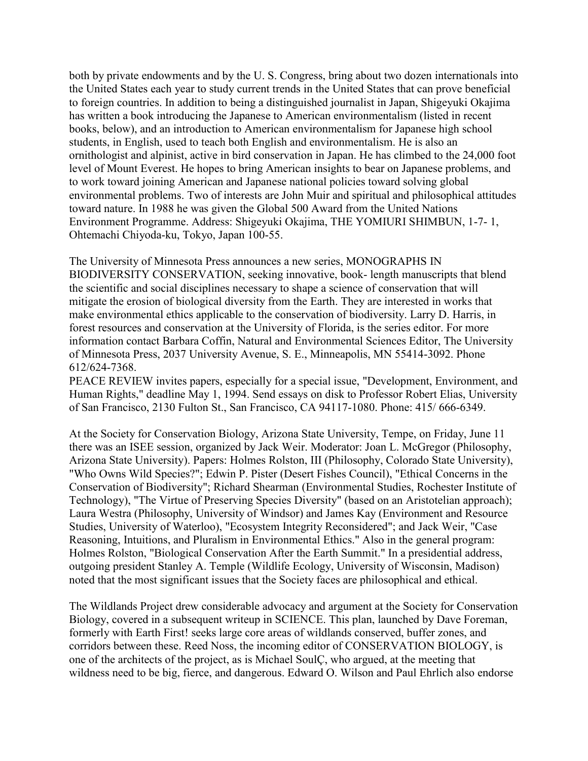both by private endowments and by the U. S. Congress, bring about two dozen internationals into the United States each year to study current trends in the United States that can prove beneficial to foreign countries. In addition to being a distinguished journalist in Japan, Shigeyuki Okajima has written a book introducing the Japanese to American environmentalism (listed in recent books, below), and an introduction to American environmentalism for Japanese high school students, in English, used to teach both English and environmentalism. He is also an ornithologist and alpinist, active in bird conservation in Japan. He has climbed to the 24,000 foot level of Mount Everest. He hopes to bring American insights to bear on Japanese problems, and to work toward joining American and Japanese national policies toward solving global environmental problems. Two of interests are John Muir and spiritual and philosophical attitudes toward nature. In 1988 he was given the Global 500 Award from the United Nations Environment Programme. Address: Shigeyuki Okajima, THE YOMIURI SHIMBUN, 1-7- 1, Ohtemachi Chiyoda-ku, Tokyo, Japan 100-55.

The University of Minnesota Press announces a new series, MONOGRAPHS IN BIODIVERSITY CONSERVATION, seeking innovative, book- length manuscripts that blend the scientific and social disciplines necessary to shape a science of conservation that will mitigate the erosion of biological diversity from the Earth. They are interested in works that make environmental ethics applicable to the conservation of biodiversity. Larry D. Harris, in forest resources and conservation at the University of Florida, is the series editor. For more information contact Barbara Coffin, Natural and Environmental Sciences Editor, The University of Minnesota Press, 2037 University Avenue, S. E., Minneapolis, MN 55414-3092. Phone 612/624-7368.

PEACE REVIEW invites papers, especially for a special issue, "Development, Environment, and Human Rights," deadline May 1, 1994. Send essays on disk to Professor Robert Elias, University of San Francisco, 2130 Fulton St., San Francisco, CA 94117-1080. Phone: 415/ 666-6349.

At the Society for Conservation Biology, Arizona State University, Tempe, on Friday, June 11 there was an ISEE session, organized by Jack Weir. Moderator: Joan L. McGregor (Philosophy, Arizona State University). Papers: Holmes Rolston, III (Philosophy, Colorado State University), "Who Owns Wild Species?"; Edwin P. Pister (Desert Fishes Council), "Ethical Concerns in the Conservation of Biodiversity"; Richard Shearman (Environmental Studies, Rochester Institute of Technology), "The Virtue of Preserving Species Diversity" (based on an Aristotelian approach); Laura Westra (Philosophy, University of Windsor) and James Kay (Environment and Resource Studies, University of Waterloo), "Ecosystem Integrity Reconsidered"; and Jack Weir, "Case Reasoning, Intuitions, and Pluralism in Environmental Ethics." Also in the general program: Holmes Rolston, "Biological Conservation After the Earth Summit." In a presidential address, outgoing president Stanley A. Temple (Wildlife Ecology, University of Wisconsin, Madison) noted that the most significant issues that the Society faces are philosophical and ethical.

The Wildlands Project drew considerable advocacy and argument at the Society for Conservation Biology, covered in a subsequent writeup in SCIENCE. This plan, launched by Dave Foreman, formerly with Earth First! seeks large core areas of wildlands conserved, buffer zones, and corridors between these. Reed Noss, the incoming editor of CONSERVATION BIOLOGY, is one of the architects of the project, as is Michael SoulÇ, who argued, at the meeting that wildness need to be big, fierce, and dangerous. Edward O. Wilson and Paul Ehrlich also endorse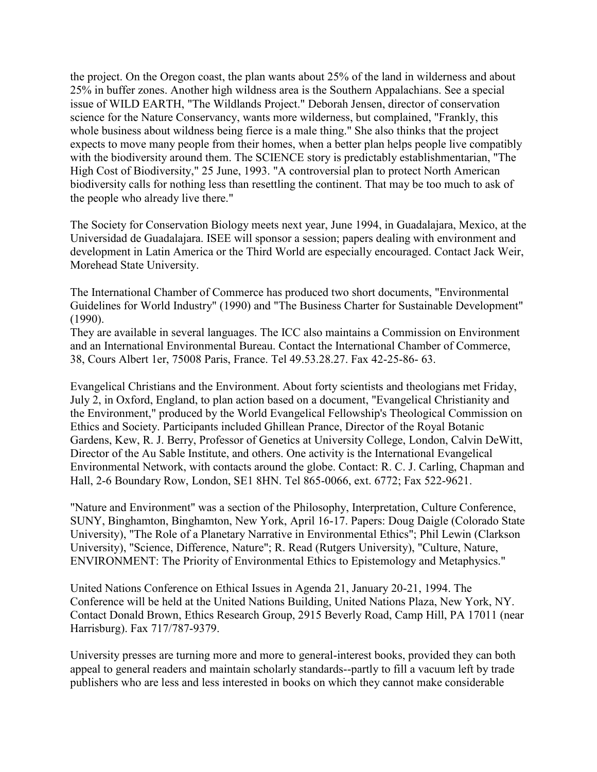the project. On the Oregon coast, the plan wants about 25% of the land in wilderness and about 25% in buffer zones. Another high wildness area is the Southern Appalachians. See a special issue of WILD EARTH, "The Wildlands Project." Deborah Jensen, director of conservation science for the Nature Conservancy, wants more wilderness, but complained, "Frankly, this whole business about wildness being fierce is a male thing." She also thinks that the project expects to move many people from their homes, when a better plan helps people live compatibly with the biodiversity around them. The SCIENCE story is predictably establishmentarian, "The High Cost of Biodiversity," 25 June, 1993. "A controversial plan to protect North American biodiversity calls for nothing less than resettling the continent. That may be too much to ask of the people who already live there."

The Society for Conservation Biology meets next year, June 1994, in Guadalajara, Mexico, at the Universidad de Guadalajara. ISEE will sponsor a session; papers dealing with environment and development in Latin America or the Third World are especially encouraged. Contact Jack Weir, Morehead State University.

The International Chamber of Commerce has produced two short documents, "Environmental Guidelines for World Industry" (1990) and "The Business Charter for Sustainable Development" (1990).
They are available in several languages. The ICC also maintains a Commission on Environment and an International Environmental Bureau. Contact the International Chamber of Commerce, 38, Cours Albert 1er, 75008 Paris, France. Tel 49.53.28.27. Fax 42-25-86- 63.

Evangelical Christians and the Environment. About forty scientists and theologians met Friday, July 2, in Oxford, England, to plan action based on a document, "Evangelical Christianity and the Environment," produced by the World Evangelical Fellowship's Theological Commission on Ethics and Society. Participants included Ghillean Prance, Director of the Royal Botanic Gardens, Kew, R. J. Berry, Professor of Genetics at University College, London, Calvin DeWitt, Director of the Au Sable Institute, and others. One activity is the International Evangelical Environmental Network, with contacts around the globe. Contact: R. C. J. Carling, Chapman and Hall, 2-6 Boundary Row, London, SE1 8HN. Tel 865-0066, ext. 6772; Fax 522-9621.

"Nature and Environment" was a section of the Philosophy, Interpretation, Culture Conference, SUNY, Binghamton, Binghamton, New York, April 16-17. Papers: Doug Daigle (Colorado State University), "The Role of a Planetary Narrative in Environmental Ethics"; Phil Lewin (Clarkson University), "Science, Difference, Nature"; R. Read (Rutgers University), "Culture, Nature, ENVIRONMENT: The Priority of Environmental Ethics to Epistemology and Metaphysics."

United Nations Conference on Ethical Issues in Agenda 21, January 20-21, 1994. The Conference will be held at the United Nations Building, United Nations Plaza, New York, NY. Contact Donald Brown, Ethics Research Group, 2915 Beverly Road, Camp Hill, PA 17011 (near Harrisburg). Fax 717/787-9379.

University presses are turning more and more to general-interest books, provided they can both appeal to general readers and maintain scholarly standards--partly to fill a vacuum left by trade publishers who are less and less interested in books on which they cannot make considerable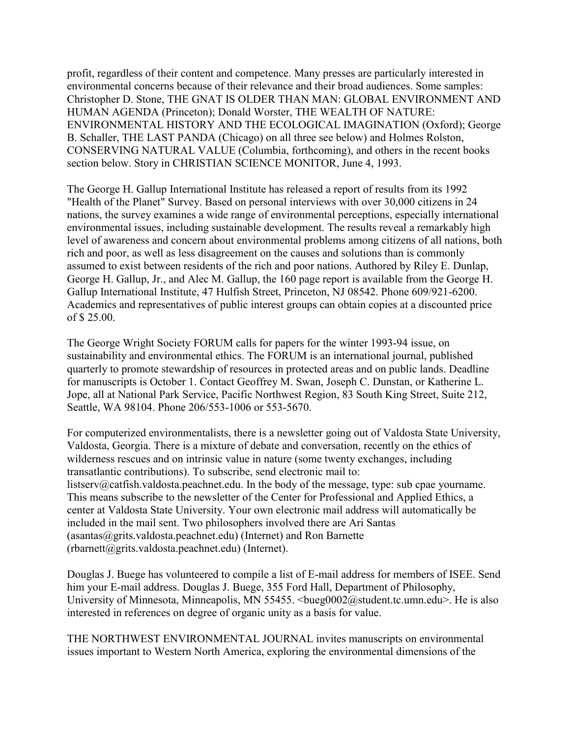profit, regardless of their content and competence. Many presses are particularly interested in environmental concerns because of their relevance and their broad audiences. Some samples: Christopher D. Stone, THE GNAT IS OLDER THAN MAN: GLOBAL ENVIRONMENT AND HUMAN AGENDA (Princeton); Donald Worster, THE WEALTH OF NATURE: ENVIRONMENTAL HISTORY AND THE ECOLOGICAL IMAGINATION (Oxford); George B. Schaller, THE LAST PANDA (Chicago) on all three see below) and Holmes Rolston, CONSERVING NATURAL VALUE (Columbia, forthcoming), and others in the recent books section below. Story in CHRISTIAN SCIENCE MONITOR, June 4, 1993.

The George H. Gallup International Institute has released a report of results from its 1992 "Health of the Planet" Survey. Based on personal interviews with over 30,000 citizens in 24 nations, the survey examines a wide range of environmental perceptions, especially international environmental issues, including sustainable development. The results reveal a remarkably high level of awareness and concern about environmental problems among citizens of all nations, both rich and poor, as well as less disagreement on the causes and solutions than is commonly assumed to exist between residents of the rich and poor nations. Authored by Riley E. Dunlap, George H. Gallup, Jr., and Alec M. Gallup, the 160 page report is available from the George H. Gallup International Institute, 47 Hulfish Street, Princeton, NJ 08542. Phone 609/921-6200. Academics and representatives of public interest groups can obtain copies at a discounted price of $ 25.00.

The George Wright Society FORUM calls for papers for the winter 1993-94 issue, on sustainability and environmental ethics. The FORUM is an international journal, published quarterly to promote stewardship of resources in protected areas and on public lands. Deadline for manuscripts is October 1. Contact Geoffrey M. Swan, Joseph C. Dunstan, or Katherine L. Jope, all at National Park Service, Pacific Northwest Region, 83 South King Street, Suite 212, Seattle, WA 98104. Phone 206/553-1006 or 553-5670.

For computerized environmentalists, there is a newsletter going out of Valdosta State University, Valdosta, Georgia. There is a mixture of debate and conversation, recently on the ethics of wilderness rescues and on intrinsic value in nature (some twenty exchanges, including transatlantic contributions). To subscribe, send electronic mail to: listserv@catfish.valdosta.peachnet.edu. In the body of the message, type: sub cpae yourname. This means subscribe to the newsletter of the Center for Professional and Applied Ethics, a center at Valdosta State University. Your own electronic mail address will automatically be included in the mail sent. Two philosophers involved there are Ari Santas (asantas@grits.valdosta.peachnet.edu) (Internet) and Ron Barnette (rbarnett@grits.valdosta.peachnet.edu) (Internet).

Douglas J. Buege has volunteered to compile a list of E-mail address for members of ISEE. Send him your E-mail address. Douglas J. Buege, 355 Ford Hall, Department of Philosophy, University of Minnesota, Minneapolis, MN 55455. <bueg0002@student.tc.umn.edu>. He is also interested in references on degree of organic unity as a basis for value.

THE NORTHWEST ENVIRONMENTAL JOURNAL invites manuscripts on environmental issues important to Western North America, exploring the environmental dimensions of the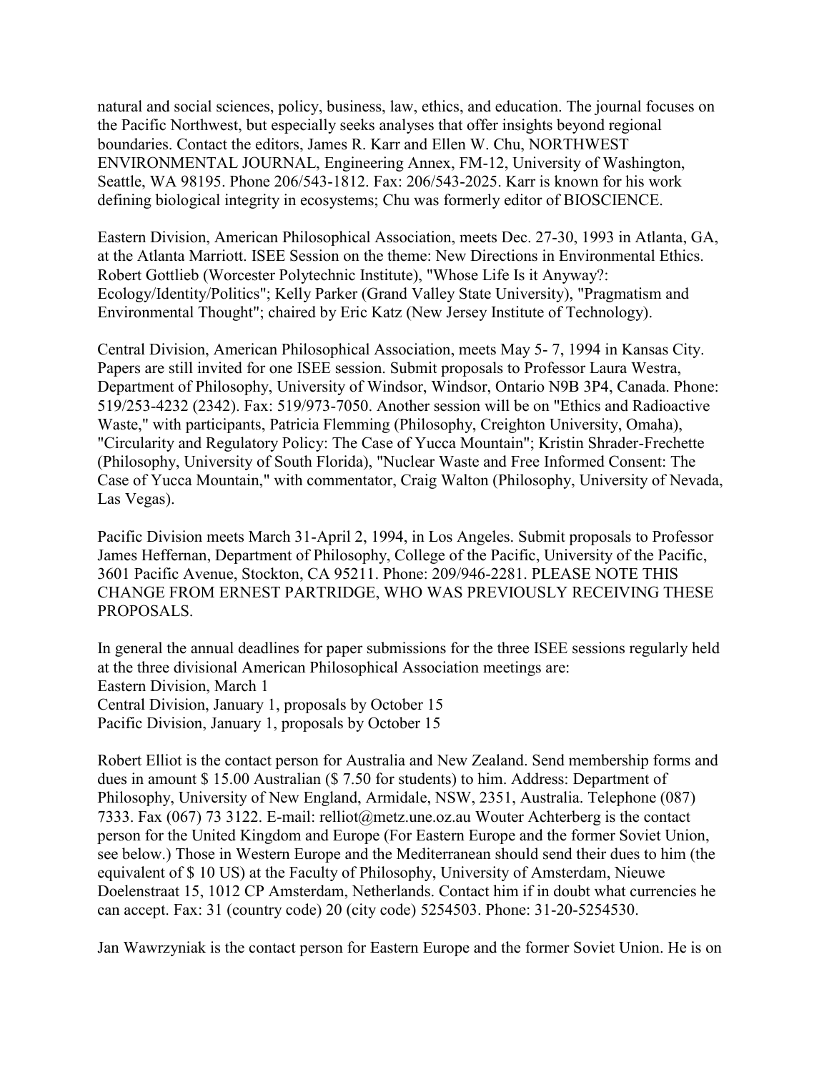natural and social sciences, policy, business, law, ethics, and education. The journal focuses on the Pacific Northwest, but especially seeks analyses that offer insights beyond regional boundaries. Contact the editors, James R. Karr and Ellen W. Chu, NORTHWEST ENVIRONMENTAL JOURNAL, Engineering Annex, FM-12, University of Washington, Seattle, WA 98195. Phone 206/543-1812. Fax: 206/543-2025. Karr is known for his work defining biological integrity in ecosystems; Chu was formerly editor of BIOSCIENCE.

Eastern Division, American Philosophical Association, meets Dec. 27-30, 1993 in Atlanta, GA, at the Atlanta Marriott. ISEE Session on the theme: New Directions in Environmental Ethics. Robert Gottlieb (Worcester Polytechnic Institute), "Whose Life Is it Anyway?: Ecology/Identity/Politics"; Kelly Parker (Grand Valley State University), "Pragmatism and Environmental Thought"; chaired by Eric Katz (New Jersey Institute of Technology).

Central Division, American Philosophical Association, meets May 5- 7, 1994 in Kansas City. Papers are still invited for one ISEE session. Submit proposals to Professor Laura Westra, Department of Philosophy, University of Windsor, Windsor, Ontario N9B 3P4, Canada. Phone: 519/253-4232 (2342). Fax: 519/973-7050. Another session will be on "Ethics and Radioactive Waste," with participants, Patricia Flemming (Philosophy, Creighton University, Omaha), "Circularity and Regulatory Policy: The Case of Yucca Mountain"; Kristin Shrader-Frechette (Philosophy, University of South Florida), "Nuclear Waste and Free Informed Consent: The Case of Yucca Mountain," with commentator, Craig Walton (Philosophy, University of Nevada, Las Vegas).

Pacific Division meets March 31-April 2, 1994, in Los Angeles. Submit proposals to Professor James Heffernan, Department of Philosophy, College of the Pacific, University of the Pacific, 3601 Pacific Avenue, Stockton, CA 95211. Phone: 209/946-2281. PLEASE NOTE THIS CHANGE FROM ERNEST PARTRIDGE, WHO WAS PREVIOUSLY RECEIVING THESE PROPOSALS.

In general the annual deadlines for paper submissions for the three ISEE sessions regularly held at the three divisional American Philosophical Association meetings are:
Eastern Division, March 1
Central Division, January 1, proposals by October 15
Pacific Division, January 1, proposals by October 15

Robert Elliot is the contact person for Australia and New Zealand. Send membership forms and dues in amount $ 15.00 Australian ($ 7.50 for students) to him. Address: Department of Philosophy, University of New England, Armidale, NSW, 2351, Australia. Telephone (087) 7333. Fax (067) 73 3122. E-mail: relliot@metz.une.oz.au Wouter Achterberg is the contact person for the United Kingdom and Europe (For Eastern Europe and the former Soviet Union, see below.) Those in Western Europe and the Mediterranean should send their dues to him (the equivalent of $ 10 US) at the Faculty of Philosophy, University of Amsterdam, Nieuwe Doelenstraat 15, 1012 CP Amsterdam, Netherlands. Contact him if in doubt what currencies he can accept. Fax: 31 (country code) 20 (city code) 5254503. Phone: 31-20-5254530.

Jan Wawrzyniak is the contact person for Eastern Europe and the former Soviet Union. He is on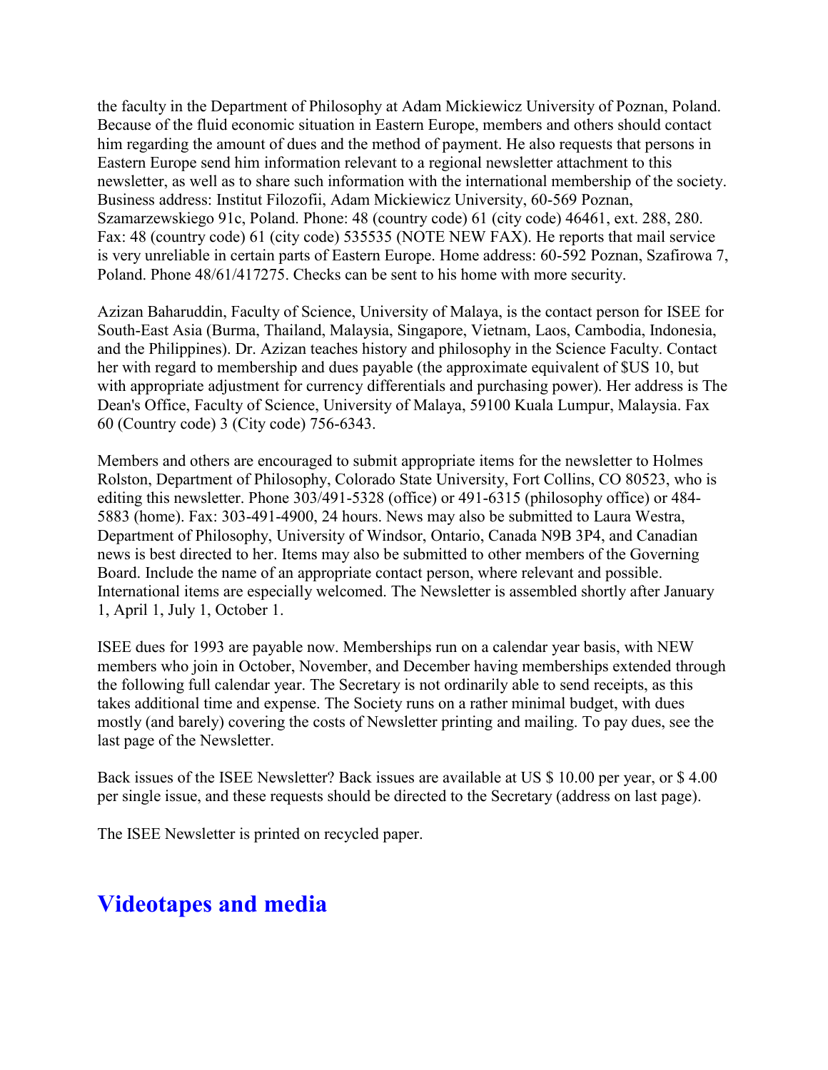the faculty in the Department of Philosophy at Adam Mickiewicz University of Poznan, Poland. Because of the fluid economic situation in Eastern Europe, members and others should contact him regarding the amount of dues and the method of payment. He also requests that persons in Eastern Europe send him information relevant to a regional newsletter attachment to this newsletter, as well as to share such information with the international membership of the society. Business address: Institut Filozofii, Adam Mickiewicz University, 60-569 Poznan, Szamarzewskiego 91c, Poland. Phone: 48 (country code) 61 (city code) 46461, ext. 288, 280. Fax: 48 (country code) 61 (city code) 535535 (NOTE NEW FAX). He reports that mail service is very unreliable in certain parts of Eastern Europe. Home address: 60-592 Poznan, Szafirowa 7, Poland. Phone 48/61/417275. Checks can be sent to his home with more security.

Azizan Baharuddin, Faculty of Science, University of Malaya, is the contact person for ISEE for South-East Asia (Burma, Thailand, Malaysia, Singapore, Vietnam, Laos, Cambodia, Indonesia, and the Philippines). Dr. Azizan teaches history and philosophy in the Science Faculty. Contact her with regard to membership and dues payable (the approximate equivalent of $US 10, but with appropriate adjustment for currency differentials and purchasing power). Her address is The Dean's Office, Faculty of Science, University of Malaya, 59100 Kuala Lumpur, Malaysia. Fax 60 (Country code) 3 (City code) 756-6343.

Members and others are encouraged to submit appropriate items for the newsletter to Holmes Rolston, Department of Philosophy, Colorado State University, Fort Collins, CO 80523, who is editing this newsletter. Phone 303/491-5328 (office) or 491-6315 (philosophy office) or 484-5883 (home). Fax: 303-491-4900, 24 hours. News may also be submitted to Laura Westra, Department of Philosophy, University of Windsor, Ontario, Canada N9B 3P4, and Canadian news is best directed to her. Items may also be submitted to other members of the Governing Board. Include the name of an appropriate contact person, where relevant and possible. International items are especially welcomed. The Newsletter is assembled shortly after January 1, April 1, July 1, October 1.

ISEE dues for 1993 are payable now. Memberships run on a calendar year basis, with NEW members who join in October, November, and December having memberships extended through the following full calendar year. The Secretary is not ordinarily able to send receipts, as this takes additional time and expense. The Society runs on a rather minimal budget, with dues mostly (and barely) covering the costs of Newsletter printing and mailing. To pay dues, see the last page of the Newsletter.

Back issues of the ISEE Newsletter? Back issues are available at US $ 10.00 per year, or $ 4.00 per single issue, and these requests should be directed to the Secretary (address on last page).

The ISEE Newsletter is printed on recycled paper.

## Videotapes and media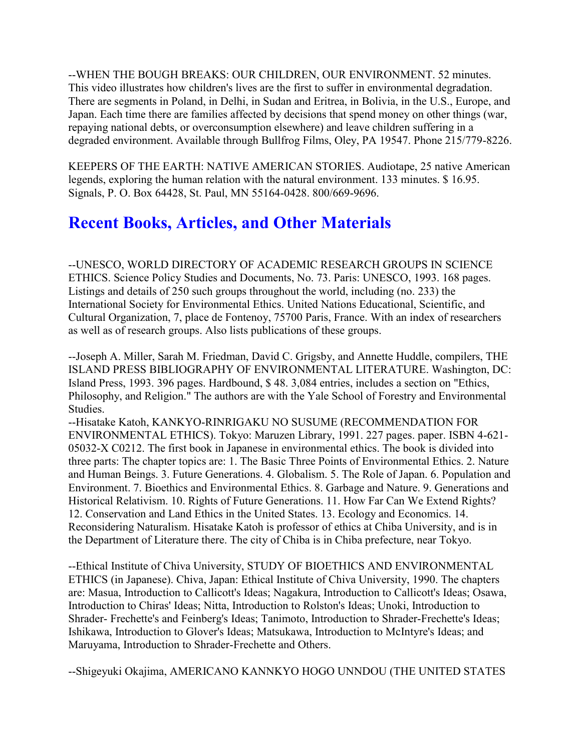--WHEN THE BOUGH BREAKS: OUR CHILDREN, OUR ENVIRONMENT. 52 minutes. This video illustrates how children's lives are the first to suffer in environmental degradation. There are segments in Poland, in Delhi, in Sudan and Eritrea, in Bolivia, in the U.S., Europe, and Japan. Each time there are families affected by decisions that spend money on other things (war, repaying national debts, or overconsumption elsewhere) and leave children suffering in a degraded environment. Available through Bullfrog Films, Oley, PA 19547. Phone 215/779-8226.

KEEPERS OF THE EARTH: NATIVE AMERICAN STORIES. Audiotape, 25 native American legends, exploring the human relation with the natural environment. 133 minutes. $ 16.95. Signals, P. O. Box 64428, St. Paul, MN 55164-0428. 800/669-9696.

## Recent Books, Articles, and Other Materials

--UNESCO, WORLD DIRECTORY OF ACADEMIC RESEARCH GROUPS IN SCIENCE ETHICS. Science Policy Studies and Documents, No. 73. Paris: UNESCO, 1993. 168 pages. Listings and details of 250 such groups throughout the world, including (no. 233) the International Society for Environmental Ethics. United Nations Educational, Scientific, and Cultural Organization, 7, place de Fontenoy, 75700 Paris, France. With an index of researchers as well as of research groups. Also lists publications of these groups.

--Joseph A. Miller, Sarah M. Friedman, David C. Grigsby, and Annette Huddle, compilers, THE ISLAND PRESS BIBLIOGRAPHY OF ENVIRONMENTAL LITERATURE. Washington, DC: Island Press, 1993. 396 pages. Hardbound, $ 48. 3,084 entries, includes a section on "Ethics, Philosophy, and Religion." The authors are with the Yale School of Forestry and Environmental Studies.
--Hisatake Katoh, KANKYO-RINRIGAKU NO SUSUME (RECOMMENDATION FOR ENVIRONMENTAL ETHICS). Tokyo: Maruzen Library, 1991. 227 pages. paper. ISBN 4-621-05032-X C0212. The first book in Japanese in environmental ethics. The book is divided into three parts: The chapter topics are: 1. The Basic Three Points of Environmental Ethics. 2. Nature and Human Beings. 3. Future Generations. 4. Globalism. 5. The Role of Japan. 6. Population and Environment. 7. Bioethics and Environmental Ethics. 8. Garbage and Nature. 9. Generations and Historical Relativism. 10. Rights of Future Generations. 11. How Far Can We Extend Rights? 12. Conservation and Land Ethics in the United States. 13. Ecology and Economics. 14. Reconsidering Naturalism. Hisatake Katoh is professor of ethics at Chiba University, and is in the Department of Literature there. The city of Chiba is in Chiba prefecture, near Tokyo.

--Ethical Institute of Chiva University, STUDY OF BIOETHICS AND ENVIRONMENTAL ETHICS (in Japanese). Chiva, Japan: Ethical Institute of Chiva University, 1990. The chapters are: Masua, Introduction to Callicott's Ideas; Nagakura, Introduction to Callicott's Ideas; Osawa, Introduction to Chiras' Ideas; Nitta, Introduction to Rolston's Ideas; Unoki, Introduction to Shrader- Frechette's and Feinberg's Ideas; Tanimoto, Introduction to Shrader-Frechette's Ideas; Ishikawa, Introduction to Glover's Ideas; Matsukawa, Introduction to McIntyre's Ideas; and Maruyama, Introduction to Shrader-Frechette and Others.

--Shigeyuki Okajima, AMERICANO KANNKYO HOGO UNNDOU (THE UNITED STATES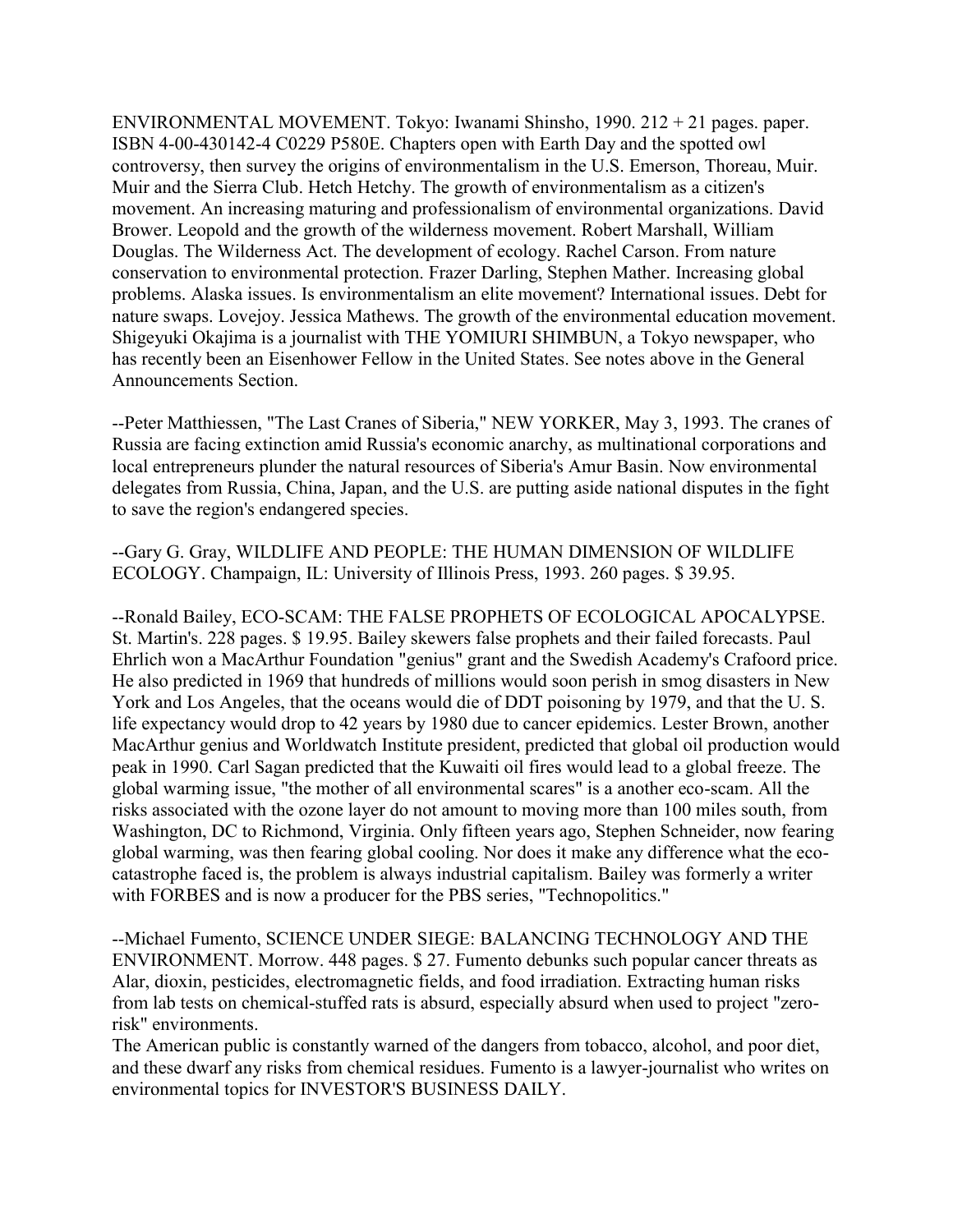ENVIRONMENTAL MOVEMENT. Tokyo: Iwanami Shinsho, 1990. 212 + 21 pages. paper. ISBN 4-00-430142-4 C0229 P580E. Chapters open with Earth Day and the spotted owl controversy, then survey the origins of environmentalism in the U.S. Emerson, Thoreau, Muir. Muir and the Sierra Club. Hetch Hetchy. The growth of environmentalism as a citizen's movement. An increasing maturing and professionalism of environmental organizations. David Brower. Leopold and the growth of the wilderness movement. Robert Marshall, William Douglas. The Wilderness Act. The development of ecology. Rachel Carson. From nature conservation to environmental protection. Frazer Darling, Stephen Mather. Increasing global problems. Alaska issues. Is environmentalism an elite movement? International issues. Debt for nature swaps. Lovejoy. Jessica Mathews. The growth of the environmental education movement. Shigeyuki Okajima is a journalist with THE YOMIURI SHIMBUN, a Tokyo newspaper, who has recently been an Eisenhower Fellow in the United States. See notes above in the General Announcements Section.

--Peter Matthiessen, "The Last Cranes of Siberia," NEW YORKER, May 3, 1993. The cranes of Russia are facing extinction amid Russia's economic anarchy, as multinational corporations and local entrepreneurs plunder the natural resources of Siberia's Amur Basin. Now environmental delegates from Russia, China, Japan, and the U.S. are putting aside national disputes in the fight to save the region's endangered species.

--Gary G. Gray, WILDLIFE AND PEOPLE: THE HUMAN DIMENSION OF WILDLIFE ECOLOGY. Champaign, IL: University of Illinois Press, 1993. 260 pages. $ 39.95.

--Ronald Bailey, ECO-SCAM: THE FALSE PROPHETS OF ECOLOGICAL APOCALYPSE. St. Martin's. 228 pages. $ 19.95. Bailey skewers false prophets and their failed forecasts. Paul Ehrlich won a MacArthur Foundation "genius" grant and the Swedish Academy's Crafoord price. He also predicted in 1969 that hundreds of millions would soon perish in smog disasters in New York and Los Angeles, that the oceans would die of DDT poisoning by 1979, and that the U. S. life expectancy would drop to 42 years by 1980 due to cancer epidemics. Lester Brown, another MacArthur genius and Worldwatch Institute president, predicted that global oil production would peak in 1990. Carl Sagan predicted that the Kuwaiti oil fires would lead to a global freeze. The global warming issue, "the mother of all environmental scares" is a another eco-scam. All the risks associated with the ozone layer do not amount to moving more than 100 miles south, from Washington, DC to Richmond, Virginia. Only fifteen years ago, Stephen Schneider, now fearing global warming, was then fearing global cooling. Nor does it make any difference what the eco-catastrophe faced is, the problem is always industrial capitalism. Bailey was formerly a writer with FORBES and is now a producer for the PBS series, "Technopolitics."

--Michael Fumento, SCIENCE UNDER SIEGE: BALANCING TECHNOLOGY AND THE ENVIRONMENT. Morrow. 448 pages. $ 27. Fumento debunks such popular cancer threats as Alar, dioxin, pesticides, electromagnetic fields, and food irradiation. Extracting human risks from lab tests on chemical-stuffed rats is absurd, especially absurd when used to project "zero-risk" environments.

The American public is constantly warned of the dangers from tobacco, alcohol, and poor diet, and these dwarf any risks from chemical residues. Fumento is a lawyer-journalist who writes on environmental topics for INVESTOR'S BUSINESS DAILY.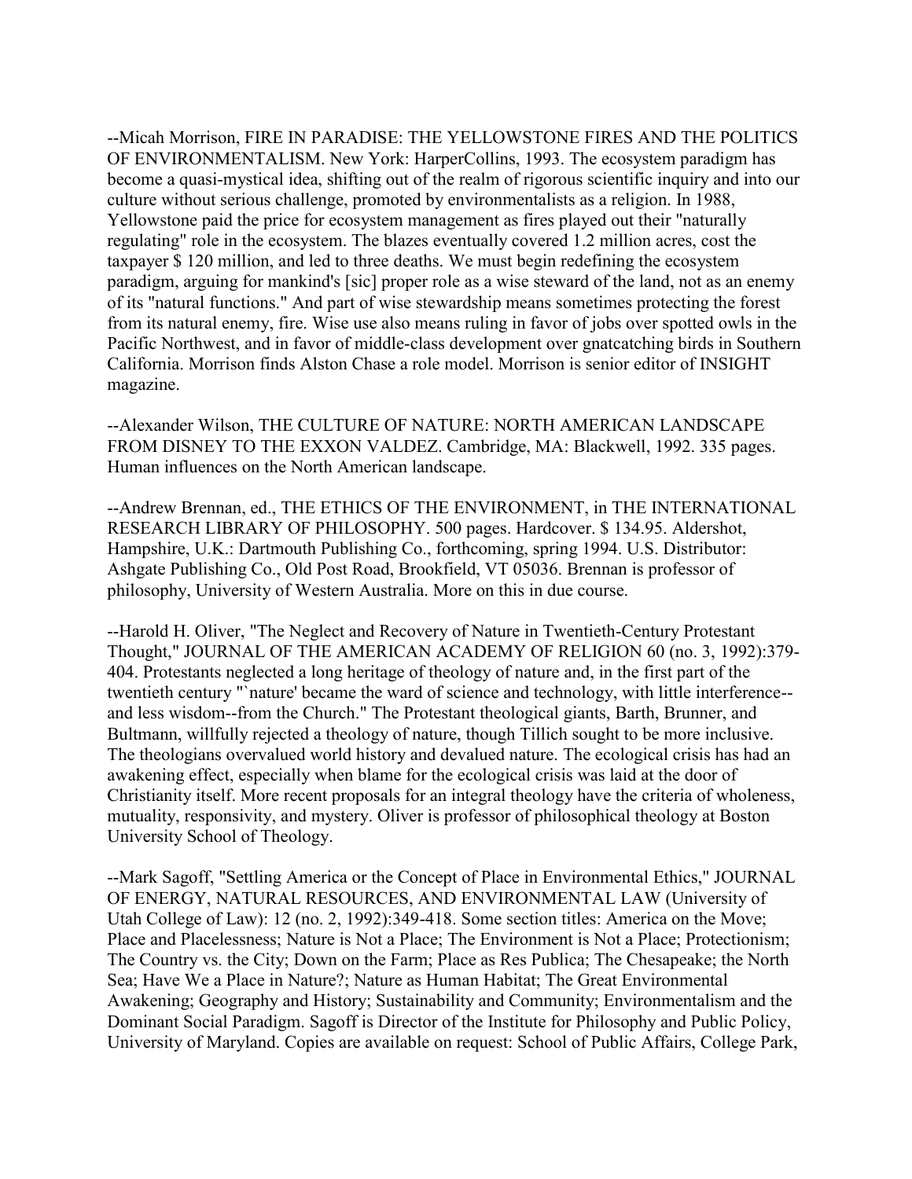--Micah Morrison, FIRE IN PARADISE: THE YELLOWSTONE FIRES AND THE POLITICS OF ENVIRONMENTALISM. New York: HarperCollins, 1993. The ecosystem paradigm has become a quasi-mystical idea, shifting out of the realm of rigorous scientific inquiry and into our culture without serious challenge, promoted by environmentalists as a religion. In 1988, Yellowstone paid the price for ecosystem management as fires played out their "naturally regulating" role in the ecosystem. The blazes eventually covered 1.2 million acres, cost the taxpayer $ 120 million, and led to three deaths. We must begin redefining the ecosystem paradigm, arguing for mankind's [sic] proper role as a wise steward of the land, not as an enemy of its "natural functions." And part of wise stewardship means sometimes protecting the forest from its natural enemy, fire. Wise use also means ruling in favor of jobs over spotted owls in the Pacific Northwest, and in favor of middle-class development over gnatcatching birds in Southern California. Morrison finds Alston Chase a role model. Morrison is senior editor of INSIGHT magazine.

--Alexander Wilson, THE CULTURE OF NATURE: NORTH AMERICAN LANDSCAPE FROM DISNEY TO THE EXXON VALDEZ. Cambridge, MA: Blackwell, 1992. 335 pages. Human influences on the North American landscape.

--Andrew Brennan, ed., THE ETHICS OF THE ENVIRONMENT, in THE INTERNATIONAL RESEARCH LIBRARY OF PHILOSOPHY. 500 pages. Hardcover. $ 134.95. Aldershot, Hampshire, U.K.: Dartmouth Publishing Co., forthcoming, spring 1994. U.S. Distributor: Ashgate Publishing Co., Old Post Road, Brookfield, VT 05036. Brennan is professor of philosophy, University of Western Australia. More on this in due course.

--Harold H. Oliver, "The Neglect and Recovery of Nature in Twentieth-Century Protestant Thought," JOURNAL OF THE AMERICAN ACADEMY OF RELIGION 60 (no. 3, 1992):379-404. Protestants neglected a long heritage of theology of nature and, in the first part of the twentieth century "`nature' became the ward of science and technology, with little interference--and less wisdom--from the Church." The Protestant theological giants, Barth, Brunner, and Bultmann, willfully rejected a theology of nature, though Tillich sought to be more inclusive. The theologians overvalued world history and devalued nature. The ecological crisis has had an awakening effect, especially when blame for the ecological crisis was laid at the door of Christianity itself. More recent proposals for an integral theology have the criteria of wholeness, mutuality, responsivity, and mystery. Oliver is professor of philosophical theology at Boston University School of Theology.

--Mark Sagoff, "Settling America or the Concept of Place in Environmental Ethics," JOURNAL OF ENERGY, NATURAL RESOURCES, AND ENVIRONMENTAL LAW (University of Utah College of Law): 12 (no. 2, 1992):349-418. Some section titles: America on the Move; Place and Placelessness; Nature is Not a Place; The Environment is Not a Place; Protectionism; The Country vs. the City; Down on the Farm; Place as Res Publica; The Chesapeake; the North Sea; Have We a Place in Nature?; Nature as Human Habitat; The Great Environmental Awakening; Geography and History; Sustainability and Community; Environmentalism and the Dominant Social Paradigm. Sagoff is Director of the Institute for Philosophy and Public Policy, University of Maryland. Copies are available on request: School of Public Affairs, College Park,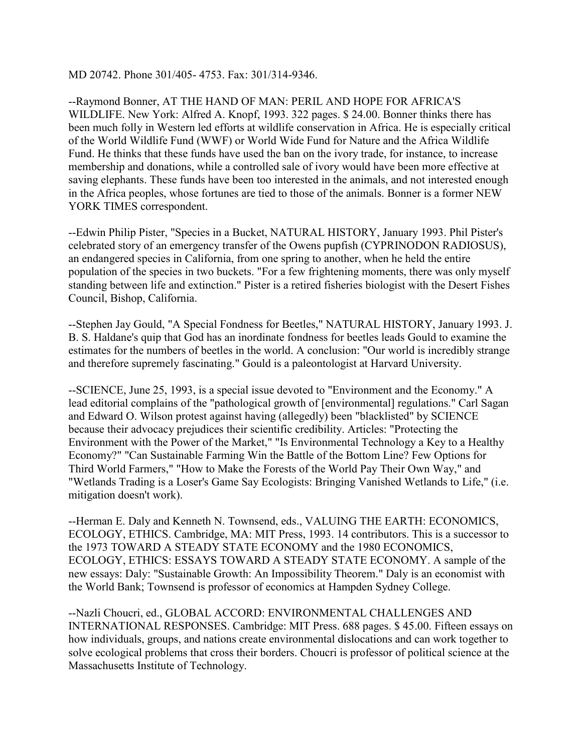MD 20742. Phone 301/405- 4753. Fax: 301/314-9346.

--Raymond Bonner, AT THE HAND OF MAN: PERIL AND HOPE FOR AFRICA'S WILDLIFE. New York: Alfred A. Knopf, 1993. 322 pages. $ 24.00. Bonner thinks there has been much folly in Western led efforts at wildlife conservation in Africa. He is especially critical of the World Wildlife Fund (WWF) or World Wide Fund for Nature and the Africa Wildlife Fund. He thinks that these funds have used the ban on the ivory trade, for instance, to increase membership and donations, while a controlled sale of ivory would have been more effective at saving elephants. These funds have been too interested in the animals, and not interested enough in the Africa peoples, whose fortunes are tied to those of the animals. Bonner is a former NEW YORK TIMES correspondent.

--Edwin Philip Pister, "Species in a Bucket, NATURAL HISTORY, January 1993. Phil Pister's celebrated story of an emergency transfer of the Owens pupfish (CYPRINODON RADIOSUS), an endangered species in California, from one spring to another, when he held the entire population of the species in two buckets. "For a few frightening moments, there was only myself standing between life and extinction." Pister is a retired fisheries biologist with the Desert Fishes Council, Bishop, California.

--Stephen Jay Gould, "A Special Fondness for Beetles," NATURAL HISTORY, January 1993. J. B. S. Haldane's quip that God has an inordinate fondness for beetles leads Gould to examine the estimates for the numbers of beetles in the world. A conclusion: "Our world is incredibly strange and therefore supremely fascinating." Gould is a paleontologist at Harvard University.

--SCIENCE, June 25, 1993, is a special issue devoted to "Environment and the Economy." A lead editorial complains of the "pathological growth of [environmental] regulations." Carl Sagan and Edward O. Wilson protest against having (allegedly) been "blacklisted" by SCIENCE because their advocacy prejudices their scientific credibility. Articles: "Protecting the Environment with the Power of the Market," "Is Environmental Technology a Key to a Healthy Economy?" "Can Sustainable Farming Win the Battle of the Bottom Line? Few Options for Third World Farmers," "How to Make the Forests of the World Pay Their Own Way," and "Wetlands Trading is a Loser's Game Say Ecologists: Bringing Vanished Wetlands to Life," (i.e. mitigation doesn't work).

--Herman E. Daly and Kenneth N. Townsend, eds., VALUING THE EARTH: ECONOMICS, ECOLOGY, ETHICS. Cambridge, MA: MIT Press, 1993. 14 contributors. This is a successor to the 1973 TOWARD A STEADY STATE ECONOMY and the 1980 ECONOMICS, ECOLOGY, ETHICS: ESSAYS TOWARD A STEADY STATE ECONOMY. A sample of the new essays: Daly: "Sustainable Growth: An Impossibility Theorem." Daly is an economist with the World Bank; Townsend is professor of economics at Hampden Sydney College.

--Nazli Choucri, ed., GLOBAL ACCORD: ENVIRONMENTAL CHALLENGES AND INTERNATIONAL RESPONSES. Cambridge: MIT Press. 688 pages. $ 45.00. Fifteen essays on how individuals, groups, and nations create environmental dislocations and can work together to solve ecological problems that cross their borders. Choucri is professor of political science at the Massachusetts Institute of Technology.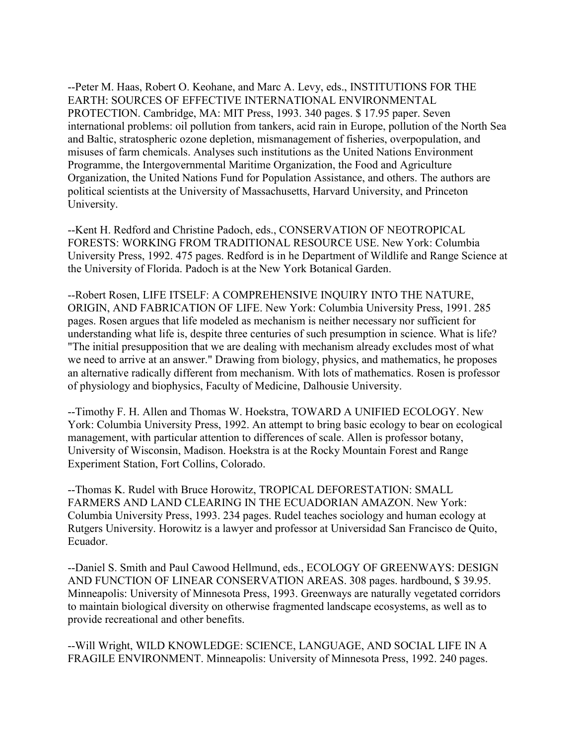--Peter M. Haas, Robert O. Keohane, and Marc A. Levy, eds., INSTITUTIONS FOR THE EARTH: SOURCES OF EFFECTIVE INTERNATIONAL ENVIRONMENTAL PROTECTION. Cambridge, MA: MIT Press, 1993. 340 pages. $ 17.95 paper. Seven international problems: oil pollution from tankers, acid rain in Europe, pollution of the North Sea and Baltic, stratospheric ozone depletion, mismanagement of fisheries, overpopulation, and misuses of farm chemicals. Analyses such institutions as the United Nations Environment Programme, the Intergovernmental Maritime Organization, the Food and Agriculture Organization, the United Nations Fund for Population Assistance, and others. The authors are political scientists at the University of Massachusetts, Harvard University, and Princeton University.

--Kent H. Redford and Christine Padoch, eds., CONSERVATION OF NEOTROPICAL FORESTS: WORKING FROM TRADITIONAL RESOURCE USE. New York: Columbia University Press, 1992. 475 pages. Redford is in he Department of Wildlife and Range Science at the University of Florida. Padoch is at the New York Botanical Garden.

--Robert Rosen, LIFE ITSELF: A COMPREHENSIVE INQUIRY INTO THE NATURE, ORIGIN, AND FABRICATION OF LIFE. New York: Columbia University Press, 1991. 285 pages. Rosen argues that life modeled as mechanism is neither necessary nor sufficient for understanding what life is, despite three centuries of such presumption in science. What is life? "The initial presupposition that we are dealing with mechanism already excludes most of what we need to arrive at an answer." Drawing from biology, physics, and mathematics, he proposes an alternative radically different from mechanism. With lots of mathematics. Rosen is professor of physiology and biophysics, Faculty of Medicine, Dalhousie University.

--Timothy F. H. Allen and Thomas W. Hoekstra, TOWARD A UNIFIED ECOLOGY. New York: Columbia University Press, 1992. An attempt to bring basic ecology to bear on ecological management, with particular attention to differences of scale. Allen is professor botany, University of Wisconsin, Madison. Hoekstra is at the Rocky Mountain Forest and Range Experiment Station, Fort Collins, Colorado.

--Thomas K. Rudel with Bruce Horowitz, TROPICAL DEFORESTATION: SMALL FARMERS AND LAND CLEARING IN THE ECUADORIAN AMAZON. New York: Columbia University Press, 1993. 234 pages. Rudel teaches sociology and human ecology at Rutgers University. Horowitz is a lawyer and professor at Universidad San Francisco de Quito, Ecuador.

--Daniel S. Smith and Paul Cawood Hellmund, eds., ECOLOGY OF GREENWAYS: DESIGN AND FUNCTION OF LINEAR CONSERVATION AREAS. 308 pages. hardbound, $ 39.95. Minneapolis: University of Minnesota Press, 1993. Greenways are naturally vegetated corridors to maintain biological diversity on otherwise fragmented landscape ecosystems, as well as to provide recreational and other benefits.

--Will Wright, WILD KNOWLEDGE: SCIENCE, LANGUAGE, AND SOCIAL LIFE IN A FRAGILE ENVIRONMENT. Minneapolis: University of Minnesota Press, 1992. 240 pages.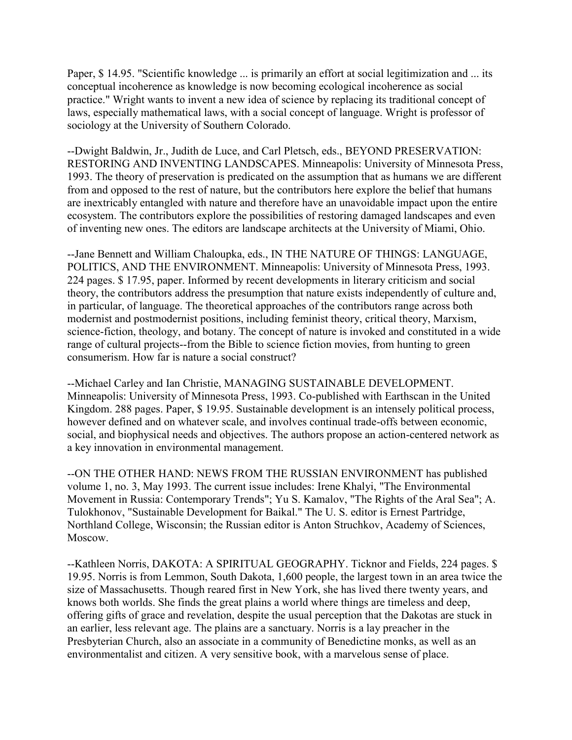Paper, $ 14.95. "Scientific knowledge ... is primarily an effort at social legitimization and ... its conceptual incoherence as knowledge is now becoming ecological incoherence as social practice." Wright wants to invent a new idea of science by replacing its traditional concept of laws, especially mathematical laws, with a social concept of language. Wright is professor of sociology at the University of Southern Colorado.

--Dwight Baldwin, Jr., Judith de Luce, and Carl Pletsch, eds., BEYOND PRESERVATION: RESTORING AND INVENTING LANDSCAPES. Minneapolis: University of Minnesota Press, 1993. The theory of preservation is predicated on the assumption that as humans we are different from and opposed to the rest of nature, but the contributors here explore the belief that humans are inextricably entangled with nature and therefore have an unavoidable impact upon the entire ecosystem. The contributors explore the possibilities of restoring damaged landscapes and even of inventing new ones. The editors are landscape architects at the University of Miami, Ohio.

--Jane Bennett and William Chaloupka, eds., IN THE NATURE OF THINGS: LANGUAGE, POLITICS, AND THE ENVIRONMENT. Minneapolis: University of Minnesota Press, 1993. 224 pages. $ 17.95, paper. Informed by recent developments in literary criticism and social theory, the contributors address the presumption that nature exists independently of culture and, in particular, of language. The theoretical approaches of the contributors range across both modernist and postmodernist positions, including feminist theory, critical theory, Marxism, science-fiction, theology, and botany. The concept of nature is invoked and constituted in a wide range of cultural projects--from the Bible to science fiction movies, from hunting to green consumerism. How far is nature a social construct?

--Michael Carley and Ian Christie, MANAGING SUSTAINABLE DEVELOPMENT. Minneapolis: University of Minnesota Press, 1993. Co-published with Earthscan in the United Kingdom. 288 pages. Paper, $ 19.95. Sustainable development is an intensely political process, however defined and on whatever scale, and involves continual trade-offs between economic, social, and biophysical needs and objectives. The authors propose an action-centered network as a key innovation in environmental management.

--ON THE OTHER HAND: NEWS FROM THE RUSSIAN ENVIRONMENT has published volume 1, no. 3, May 1993. The current issue includes: Irene Khalyi, "The Environmental Movement in Russia: Contemporary Trends"; Yu S. Kamalov, "The Rights of the Aral Sea"; A. Tulokhonov, "Sustainable Development for Baikal." The U. S. editor is Ernest Partridge, Northland College, Wisconsin; the Russian editor is Anton Struchkov, Academy of Sciences, Moscow.

--Kathleen Norris, DAKOTA: A SPIRITUAL GEOGRAPHY. Ticknor and Fields, 224 pages. $ 19.95. Norris is from Lemmon, South Dakota, 1,600 people, the largest town in an area twice the size of Massachusetts. Though reared first in New York, she has lived there twenty years, and knows both worlds. She finds the great plains a world where things are timeless and deep, offering gifts of grace and revelation, despite the usual perception that the Dakotas are stuck in an earlier, less relevant age. The plains are a sanctuary. Norris is a lay preacher in the Presbyterian Church, also an associate in a community of Benedictine monks, as well as an environmentalist and citizen. A very sensitive book, with a marvelous sense of place.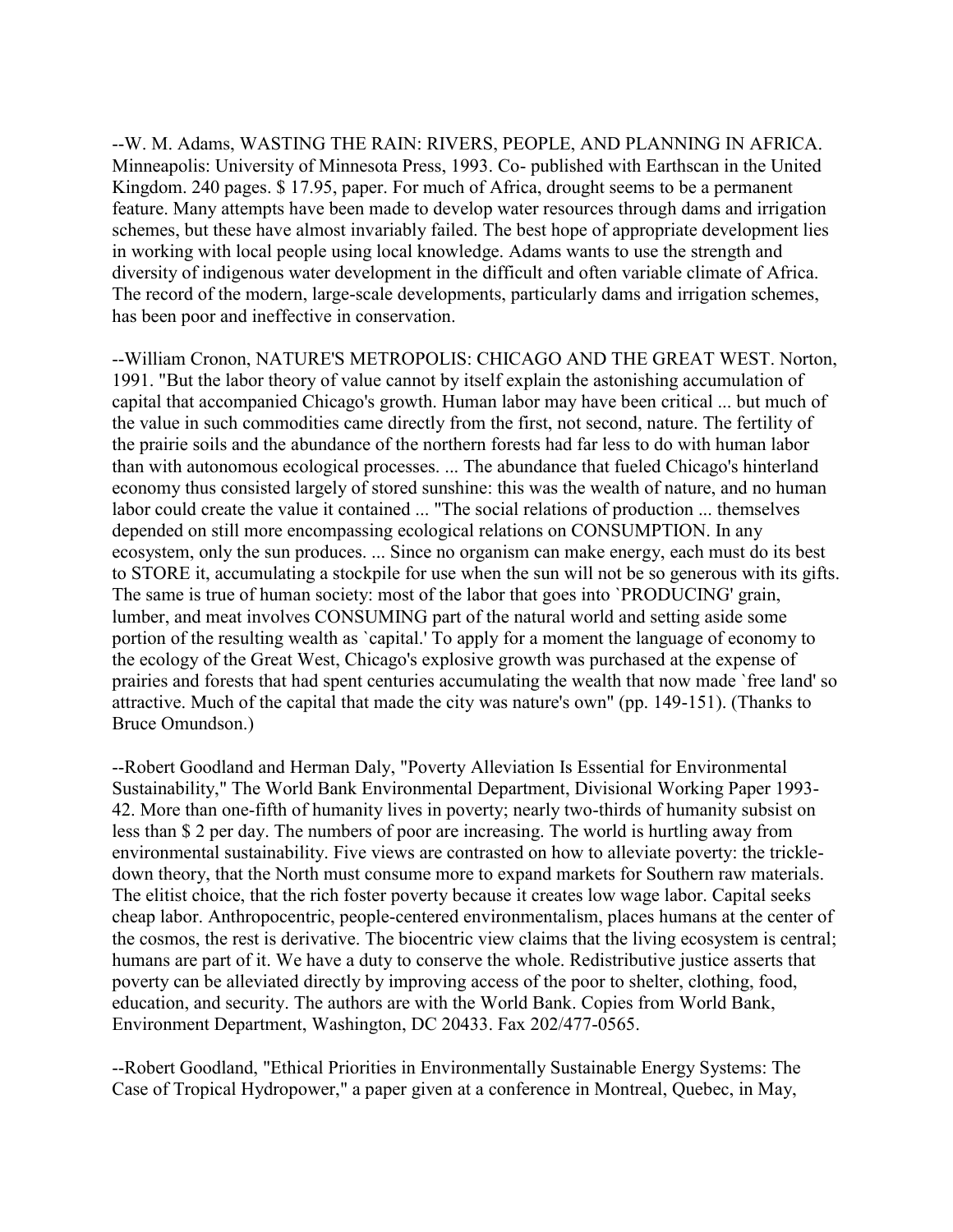--W. M. Adams, WASTING THE RAIN: RIVERS, PEOPLE, AND PLANNING IN AFRICA. Minneapolis: University of Minnesota Press, 1993. Co- published with Earthscan in the United Kingdom. 240 pages. $ 17.95, paper. For much of Africa, drought seems to be a permanent feature. Many attempts have been made to develop water resources through dams and irrigation schemes, but these have almost invariably failed. The best hope of appropriate development lies in working with local people using local knowledge. Adams wants to use the strength and diversity of indigenous water development in the difficult and often variable climate of Africa. The record of the modern, large-scale developments, particularly dams and irrigation schemes, has been poor and ineffective in conservation.

--William Cronon, NATURE'S METROPOLIS: CHICAGO AND THE GREAT WEST. Norton, 1991. "But the labor theory of value cannot by itself explain the astonishing accumulation of capital that accompanied Chicago's growth. Human labor may have been critical ... but much of the value in such commodities came directly from the first, not second, nature. The fertility of the prairie soils and the abundance of the northern forests had far less to do with human labor than with autonomous ecological processes. ... The abundance that fueled Chicago's hinterland economy thus consisted largely of stored sunshine: this was the wealth of nature, and no human labor could create the value it contained ... "The social relations of production ... themselves depended on still more encompassing ecological relations on CONSUMPTION. In any ecosystem, only the sun produces. ... Since no organism can make energy, each must do its best to STORE it, accumulating a stockpile for use when the sun will not be so generous with its gifts. The same is true of human society: most of the labor that goes into `PRODUCING' grain, lumber, and meat involves CONSUMING part of the natural world and setting aside some portion of the resulting wealth as `capital.' To apply for a moment the language of economy to the ecology of the Great West, Chicago's explosive growth was purchased at the expense of prairies and forests that had spent centuries accumulating the wealth that now made `free land' so attractive. Much of the capital that made the city was nature's own" (pp. 149-151). (Thanks to Bruce Omundson.)

--Robert Goodland and Herman Daly, "Poverty Alleviation Is Essential for Environmental Sustainability," The World Bank Environmental Department, Divisional Working Paper 1993-42. More than one-fifth of humanity lives in poverty; nearly two-thirds of humanity subsist on less than $ 2 per day. The numbers of poor are increasing. The world is hurtling away from environmental sustainability. Five views are contrasted on how to alleviate poverty: the trickle-down theory, that the North must consume more to expand markets for Southern raw materials. The elitist choice, that the rich foster poverty because it creates low wage labor. Capital seeks cheap labor. Anthropocentric, people-centered environmentalism, places humans at the center of the cosmos, the rest is derivative. The biocentric view claims that the living ecosystem is central; humans are part of it. We have a duty to conserve the whole. Redistributive justice asserts that poverty can be alleviated directly by improving access of the poor to shelter, clothing, food, education, and security. The authors are with the World Bank. Copies from World Bank, Environment Department, Washington, DC 20433. Fax 202/477-0565.

--Robert Goodland, "Ethical Priorities in Environmentally Sustainable Energy Systems: The Case of Tropical Hydropower," a paper given at a conference in Montreal, Quebec, in May,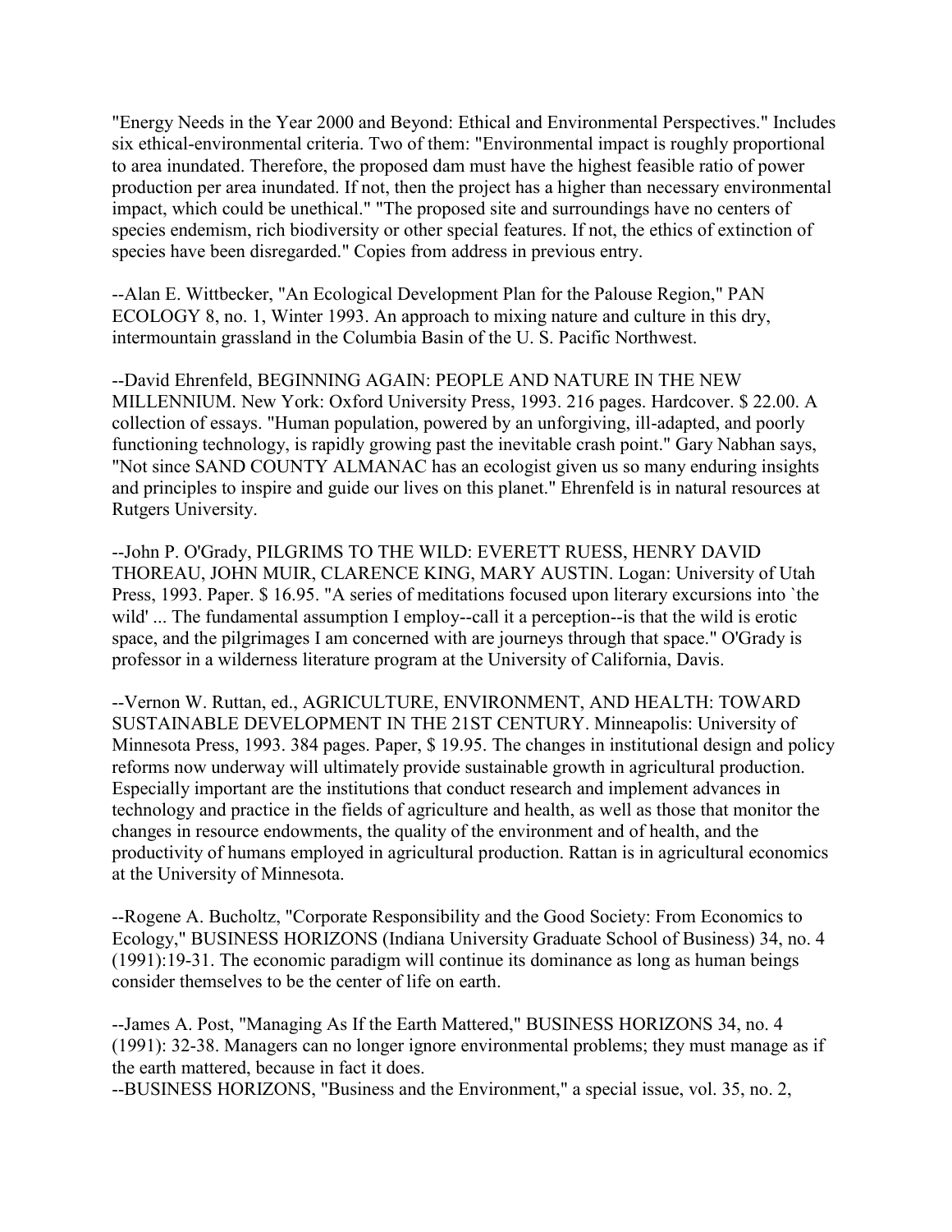"Energy Needs in the Year 2000 and Beyond: Ethical and Environmental Perspectives." Includes six ethical-environmental criteria. Two of them: "Environmental impact is roughly proportional to area inundated. Therefore, the proposed dam must have the highest feasible ratio of power production per area inundated. If not, then the project has a higher than necessary environmental impact, which could be unethical." "The proposed site and surroundings have no centers of species endemism, rich biodiversity or other special features. If not, the ethics of extinction of species have been disregarded." Copies from address in previous entry.

--Alan E. Wittbecker, "An Ecological Development Plan for the Palouse Region," PAN ECOLOGY 8, no. 1, Winter 1993. An approach to mixing nature and culture in this dry, intermountain grassland in the Columbia Basin of the U. S. Pacific Northwest.

--David Ehrenfeld, BEGINNING AGAIN: PEOPLE AND NATURE IN THE NEW MILLENNIUM. New York: Oxford University Press, 1993. 216 pages. Hardcover. $ 22.00. A collection of essays. "Human population, powered by an unforgiving, ill-adapted, and poorly functioning technology, is rapidly growing past the inevitable crash point." Gary Nabhan says, "Not since SAND COUNTY ALMANAC has an ecologist given us so many enduring insights and principles to inspire and guide our lives on this planet." Ehrenfeld is in natural resources at Rutgers University.

--John P. O'Grady, PILGRIMS TO THE WILD: EVERETT RUESS, HENRY DAVID THOREAU, JOHN MUIR, CLARENCE KING, MARY AUSTIN. Logan: University of Utah Press, 1993. Paper. $ 16.95. "A series of meditations focused upon literary excursions into `the wild' ... The fundamental assumption I employ--call it a perception--is that the wild is erotic space, and the pilgrimages I am concerned with are journeys through that space." O'Grady is professor in a wilderness literature program at the University of California, Davis.

--Vernon W. Ruttan, ed., AGRICULTURE, ENVIRONMENT, AND HEALTH: TOWARD SUSTAINABLE DEVELOPMENT IN THE 21ST CENTURY. Minneapolis: University of Minnesota Press, 1993. 384 pages. Paper, $ 19.95. The changes in institutional design and policy reforms now underway will ultimately provide sustainable growth in agricultural production. Especially important are the institutions that conduct research and implement advances in technology and practice in the fields of agriculture and health, as well as those that monitor the changes in resource endowments, the quality of the environment and of health, and the productivity of humans employed in agricultural production. Rattan is in agricultural economics at the University of Minnesota.

--Rogene A. Bucholtz, "Corporate Responsibility and the Good Society: From Economics to Ecology," BUSINESS HORIZONS (Indiana University Graduate School of Business) 34, no. 4 (1991):19-31. The economic paradigm will continue its dominance as long as human beings consider themselves to be the center of life on earth.

--James A. Post, "Managing As If the Earth Mattered," BUSINESS HORIZONS 34, no. 4 (1991): 32-38. Managers can no longer ignore environmental problems; they must manage as if the earth mattered, because in fact it does.

--BUSINESS HORIZONS, "Business and the Environment," a special issue, vol. 35, no. 2,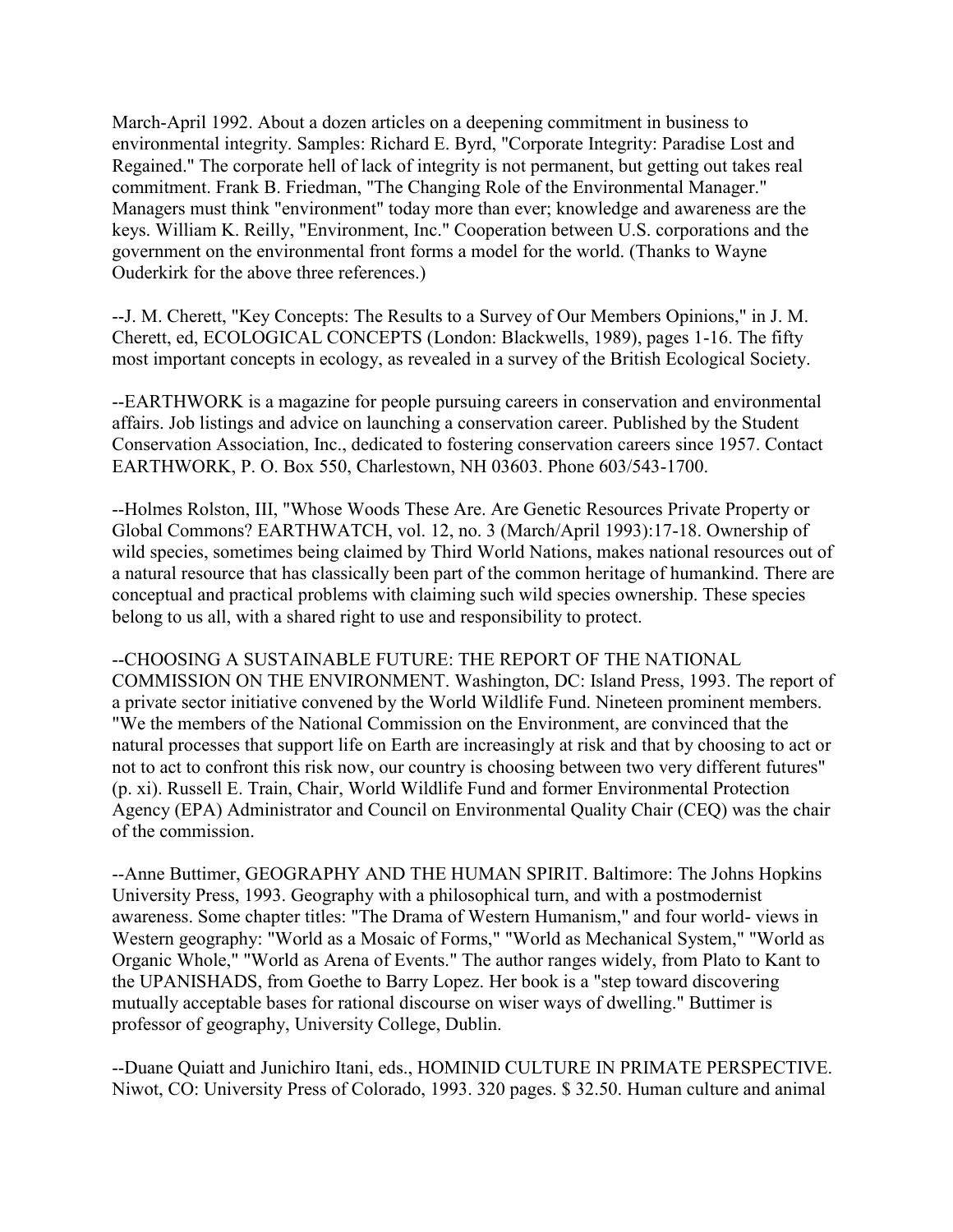March-April 1992. About a dozen articles on a deepening commitment in business to environmental integrity. Samples: Richard E. Byrd, "Corporate Integrity: Paradise Lost and Regained." The corporate hell of lack of integrity is not permanent, but getting out takes real commitment. Frank B. Friedman, "The Changing Role of the Environmental Manager." Managers must think "environment" today more than ever; knowledge and awareness are the keys. William K. Reilly, "Environment, Inc." Cooperation between U.S. corporations and the government on the environmental front forms a model for the world. (Thanks to Wayne Ouderkirk for the above three references.)

--J. M. Cherett, "Key Concepts: The Results to a Survey of Our Members Opinions," in J. M. Cherett, ed, ECOLOGICAL CONCEPTS (London: Blackwells, 1989), pages 1-16. The fifty most important concepts in ecology, as revealed in a survey of the British Ecological Society.

--EARTHWORK is a magazine for people pursuing careers in conservation and environmental affairs. Job listings and advice on launching a conservation career. Published by the Student Conservation Association, Inc., dedicated to fostering conservation careers since 1957. Contact EARTHWORK, P. O. Box 550, Charlestown, NH 03603. Phone 603/543-1700.

--Holmes Rolston, III, "Whose Woods These Are. Are Genetic Resources Private Property or Global Commons? EARTHWATCH, vol. 12, no. 3 (March/April 1993):17-18. Ownership of wild species, sometimes being claimed by Third World Nations, makes national resources out of a natural resource that has classically been part of the common heritage of humankind. There are conceptual and practical problems with claiming such wild species ownership. These species belong to us all, with a shared right to use and responsibility to protect.

--CHOOSING A SUSTAINABLE FUTURE: THE REPORT OF THE NATIONAL COMMISSION ON THE ENVIRONMENT. Washington, DC: Island Press, 1993. The report of a private sector initiative convened by the World Wildlife Fund. Nineteen prominent members. "We the members of the National Commission on the Environment, are convinced that the natural processes that support life on Earth are increasingly at risk and that by choosing to act or not to act to confront this risk now, our country is choosing between two very different futures" (p. xi). Russell E. Train, Chair, World Wildlife Fund and former Environmental Protection Agency (EPA) Administrator and Council on Environmental Quality Chair (CEQ) was the chair of the commission.

--Anne Buttimer, GEOGRAPHY AND THE HUMAN SPIRIT. Baltimore: The Johns Hopkins University Press, 1993. Geography with a philosophical turn, and with a postmodernist awareness. Some chapter titles: "The Drama of Western Humanism," and four world- views in Western geography: "World as a Mosaic of Forms," "World as Mechanical System," "World as Organic Whole," "World as Arena of Events." The author ranges widely, from Plato to Kant to the UPANISHADS, from Goethe to Barry Lopez. Her book is a "step toward discovering mutually acceptable bases for rational discourse on wiser ways of dwelling." Buttimer is professor of geography, University College, Dublin.

--Duane Quiatt and Junichiro Itani, eds., HOMINID CULTURE IN PRIMATE PERSPECTIVE. Niwot, CO: University Press of Colorado, 1993. 320 pages. $ 32.50. Human culture and animal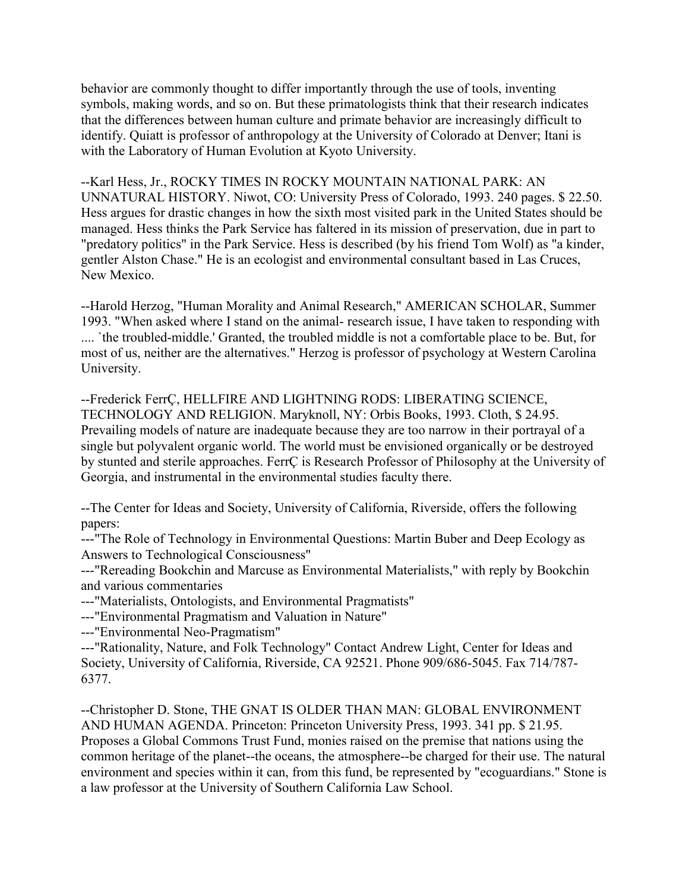behavior are commonly thought to differ importantly through the use of tools, inventing symbols, making words, and so on. But these primatologists think that their research indicates that the differences between human culture and primate behavior are increasingly difficult to identify. Quiatt is professor of anthropology at the University of Colorado at Denver; Itani is with the Laboratory of Human Evolution at Kyoto University.

--Karl Hess, Jr., ROCKY TIMES IN ROCKY MOUNTAIN NATIONAL PARK: AN UNNATURAL HISTORY. Niwot, CO: University Press of Colorado, 1993. 240 pages. $ 22.50. Hess argues for drastic changes in how the sixth most visited park in the United States should be managed. Hess thinks the Park Service has faltered in its mission of preservation, due in part to "predatory politics" in the Park Service. Hess is described (by his friend Tom Wolf) as "a kinder, gentler Alston Chase." He is an ecologist and environmental consultant based in Las Cruces, New Mexico.

--Harold Herzog, "Human Morality and Animal Research," AMERICAN SCHOLAR, Summer 1993. "When asked where I stand on the animal- research issue, I have taken to responding with .... `the troubled-middle.' Granted, the troubled middle is not a comfortable place to be. But, for most of us, neither are the alternatives." Herzog is professor of psychology at Western Carolina University.

--Frederick FerrÇ, HELLFIRE AND LIGHTNING RODS: LIBERATING SCIENCE, TECHNOLOGY AND RELIGION. Maryknoll, NY: Orbis Books, 1993. Cloth, $ 24.95. Prevailing models of nature are inadequate because they are too narrow in their portrayal of a single but polyvalent organic world. The world must be envisioned organically or be destroyed by stunted and sterile approaches. FerrÇ is Research Professor of Philosophy at the University of Georgia, and instrumental in the environmental studies faculty there.

--The Center for Ideas and Society, University of California, Riverside, offers the following papers:

---"The Role of Technology in Environmental Questions: Martin Buber and Deep Ecology as Answers to Technological Consciousness"

---"Rereading Bookchin and Marcuse as Environmental Materialists," with reply by Bookchin and various commentaries

---"Materialists, Ontologists, and Environmental Pragmatists"

---"Environmental Pragmatism and Valuation in Nature"

---"Environmental Neo-Pragmatism"

---"Rationality, Nature, and Folk Technology" Contact Andrew Light, Center for Ideas and Society, University of California, Riverside, CA 92521. Phone 909/686-5045. Fax 714/787-6377.

--Christopher D. Stone, THE GNAT IS OLDER THAN MAN: GLOBAL ENVIRONMENT AND HUMAN AGENDA. Princeton: Princeton University Press, 1993. 341 pp. $ 21.95. Proposes a Global Commons Trust Fund, monies raised on the premise that nations using the common heritage of the planet--the oceans, the atmosphere--be charged for their use. The natural environment and species within it can, from this fund, be represented by "ecoguardians." Stone is a law professor at the University of Southern California Law School.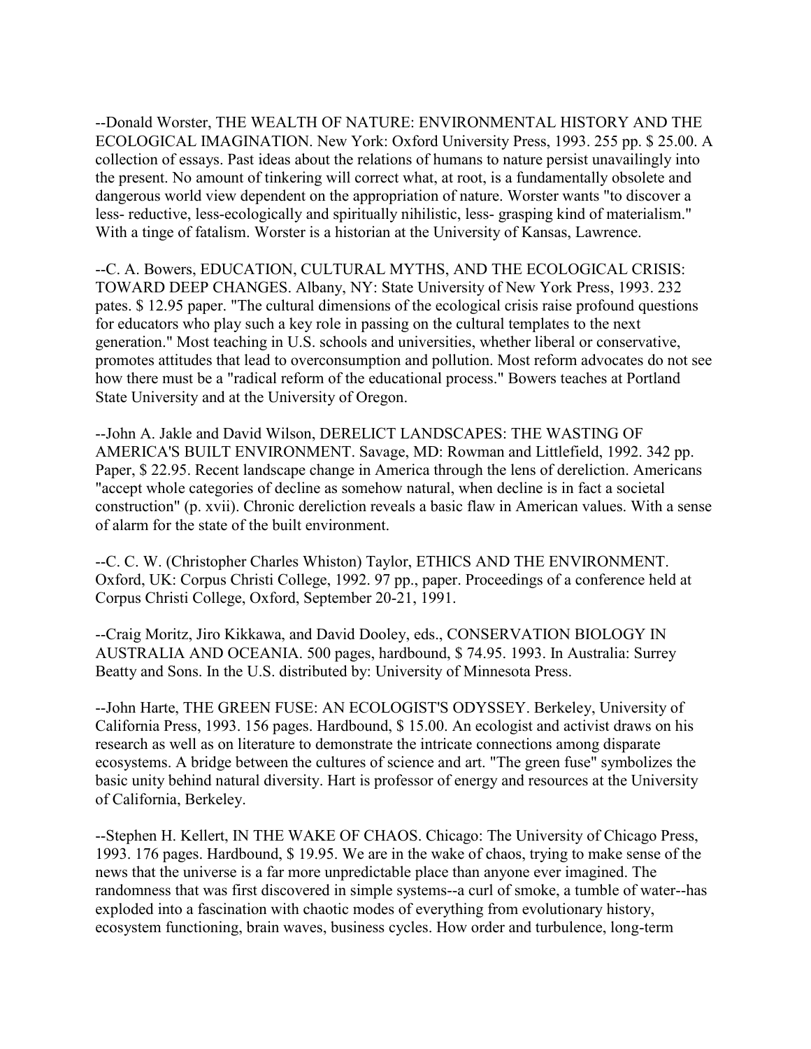--Donald Worster, THE WEALTH OF NATURE: ENVIRONMENTAL HISTORY AND THE ECOLOGICAL IMAGINATION. New York: Oxford University Press, 1993. 255 pp. $ 25.00. A collection of essays. Past ideas about the relations of humans to nature persist unavailingly into the present. No amount of tinkering will correct what, at root, is a fundamentally obsolete and dangerous world view dependent on the appropriation of nature. Worster wants "to discover a less- reductive, less-ecologically and spiritually nihilistic, less- grasping kind of materialism." With a tinge of fatalism. Worster is a historian at the University of Kansas, Lawrence.

--C. A. Bowers, EDUCATION, CULTURAL MYTHS, AND THE ECOLOGICAL CRISIS: TOWARD DEEP CHANGES. Albany, NY: State University of New York Press, 1993. 232 pates. $ 12.95 paper. "The cultural dimensions of the ecological crisis raise profound questions for educators who play such a key role in passing on the cultural templates to the next generation." Most teaching in U.S. schools and universities, whether liberal or conservative, promotes attitudes that lead to overconsumption and pollution. Most reform advocates do not see how there must be a "radical reform of the educational process." Bowers teaches at Portland State University and at the University of Oregon.

--John A. Jakle and David Wilson, DERELICT LANDSCAPES: THE WASTING OF AMERICA'S BUILT ENVIRONMENT. Savage, MD: Rowman and Littlefield, 1992. 342 pp. Paper, $ 22.95. Recent landscape change in America through the lens of dereliction. Americans "accept whole categories of decline as somehow natural, when decline is in fact a societal construction" (p. xvii). Chronic dereliction reveals a basic flaw in American values. With a sense of alarm for the state of the built environment.

--C. C. W. (Christopher Charles Whiston) Taylor, ETHICS AND THE ENVIRONMENT. Oxford, UK: Corpus Christi College, 1992. 97 pp., paper. Proceedings of a conference held at Corpus Christi College, Oxford, September 20-21, 1991.

--Craig Moritz, Jiro Kikkawa, and David Dooley, eds., CONSERVATION BIOLOGY IN AUSTRALIA AND OCEANIA. 500 pages, hardbound, $ 74.95. 1993. In Australia: Surrey Beatty and Sons. In the U.S. distributed by: University of Minnesota Press.

--John Harte, THE GREEN FUSE: AN ECOLOGIST'S ODYSSEY. Berkeley, University of California Press, 1993. 156 pages. Hardbound, $ 15.00. An ecologist and activist draws on his research as well as on literature to demonstrate the intricate connections among disparate ecosystems. A bridge between the cultures of science and art. "The green fuse" symbolizes the basic unity behind natural diversity. Hart is professor of energy and resources at the University of California, Berkeley.

--Stephen H. Kellert, IN THE WAKE OF CHAOS. Chicago: The University of Chicago Press, 1993. 176 pages. Hardbound, $ 19.95. We are in the wake of chaos, trying to make sense of the news that the universe is a far more unpredictable place than anyone ever imagined. The randomness that was first discovered in simple systems--a curl of smoke, a tumble of water--has exploded into a fascination with chaotic modes of everything from evolutionary history, ecosystem functioning, brain waves, business cycles. How order and turbulence, long-term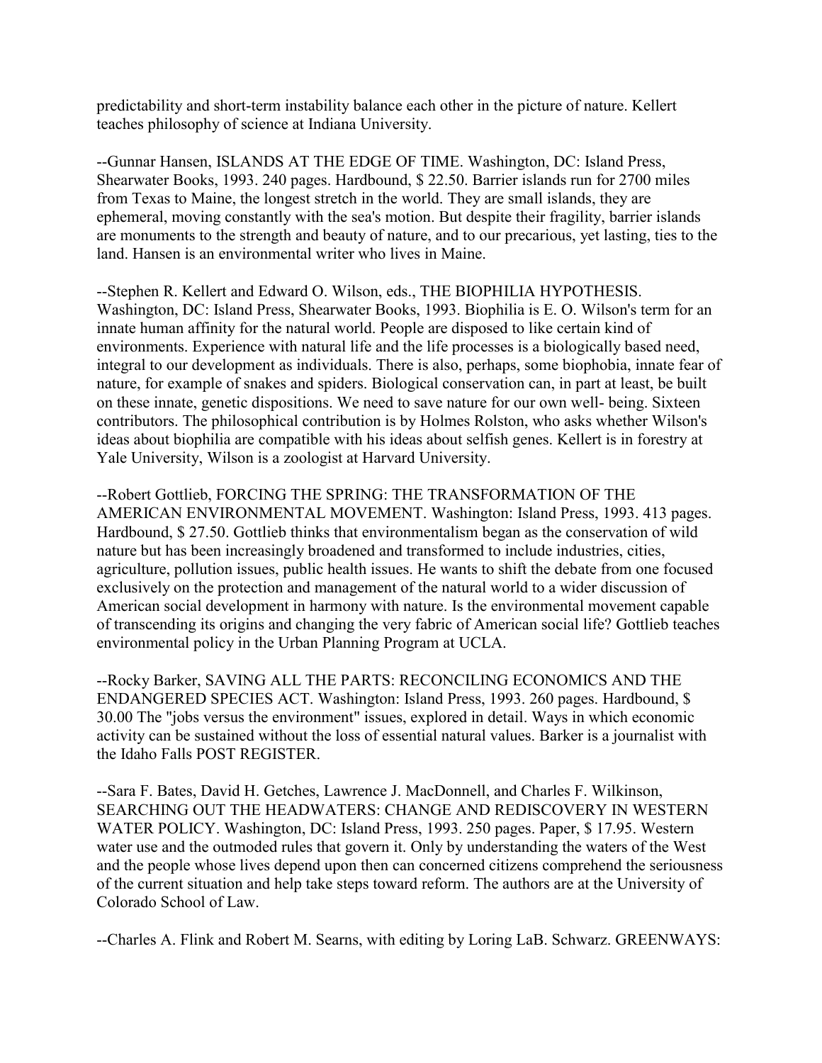predictability and short-term instability balance each other in the picture of nature. Kellert teaches philosophy of science at Indiana University.

--Gunnar Hansen, ISLANDS AT THE EDGE OF TIME. Washington, DC: Island Press, Shearwater Books, 1993. 240 pages. Hardbound, $ 22.50. Barrier islands run for 2700 miles from Texas to Maine, the longest stretch in the world. They are small islands, they are ephemeral, moving constantly with the sea's motion. But despite their fragility, barrier islands are monuments to the strength and beauty of nature, and to our precarious, yet lasting, ties to the land. Hansen is an environmental writer who lives in Maine.

--Stephen R. Kellert and Edward O. Wilson, eds., THE BIOPHILIA HYPOTHESIS. Washington, DC: Island Press, Shearwater Books, 1993. Biophilia is E. O. Wilson's term for an innate human affinity for the natural world. People are disposed to like certain kind of environments. Experience with natural life and the life processes is a biologically based need, integral to our development as individuals. There is also, perhaps, some biophobia, innate fear of nature, for example of snakes and spiders. Biological conservation can, in part at least, be built on these innate, genetic dispositions. We need to save nature for our own well- being. Sixteen contributors. The philosophical contribution is by Holmes Rolston, who asks whether Wilson's ideas about biophilia are compatible with his ideas about selfish genes. Kellert is in forestry at Yale University, Wilson is a zoologist at Harvard University.

--Robert Gottlieb, FORCING THE SPRING: THE TRANSFORMATION OF THE AMERICAN ENVIRONMENTAL MOVEMENT. Washington: Island Press, 1993. 413 pages. Hardbound, $ 27.50. Gottlieb thinks that environmentalism began as the conservation of wild nature but has been increasingly broadened and transformed to include industries, cities, agriculture, pollution issues, public health issues. He wants to shift the debate from one focused exclusively on the protection and management of the natural world to a wider discussion of American social development in harmony with nature. Is the environmental movement capable of transcending its origins and changing the very fabric of American social life? Gottlieb teaches environmental policy in the Urban Planning Program at UCLA.

--Rocky Barker, SAVING ALL THE PARTS: RECONCILING ECONOMICS AND THE ENDANGERED SPECIES ACT. Washington: Island Press, 1993. 260 pages. Hardbound, $ 30.00 The "jobs versus the environment" issues, explored in detail. Ways in which economic activity can be sustained without the loss of essential natural values. Barker is a journalist with the Idaho Falls POST REGISTER.

--Sara F. Bates, David H. Getches, Lawrence J. MacDonnell, and Charles F. Wilkinson, SEARCHING OUT THE HEADWATERS: CHANGE AND REDISCOVERY IN WESTERN WATER POLICY. Washington, DC: Island Press, 1993. 250 pages. Paper, $ 17.95. Western water use and the outmoded rules that govern it. Only by understanding the waters of the West and the people whose lives depend upon then can concerned citizens comprehend the seriousness of the current situation and help take steps toward reform. The authors are at the University of Colorado School of Law.

--Charles A. Flink and Robert M. Searns, with editing by Loring LaB. Schwarz. GREENWAYS: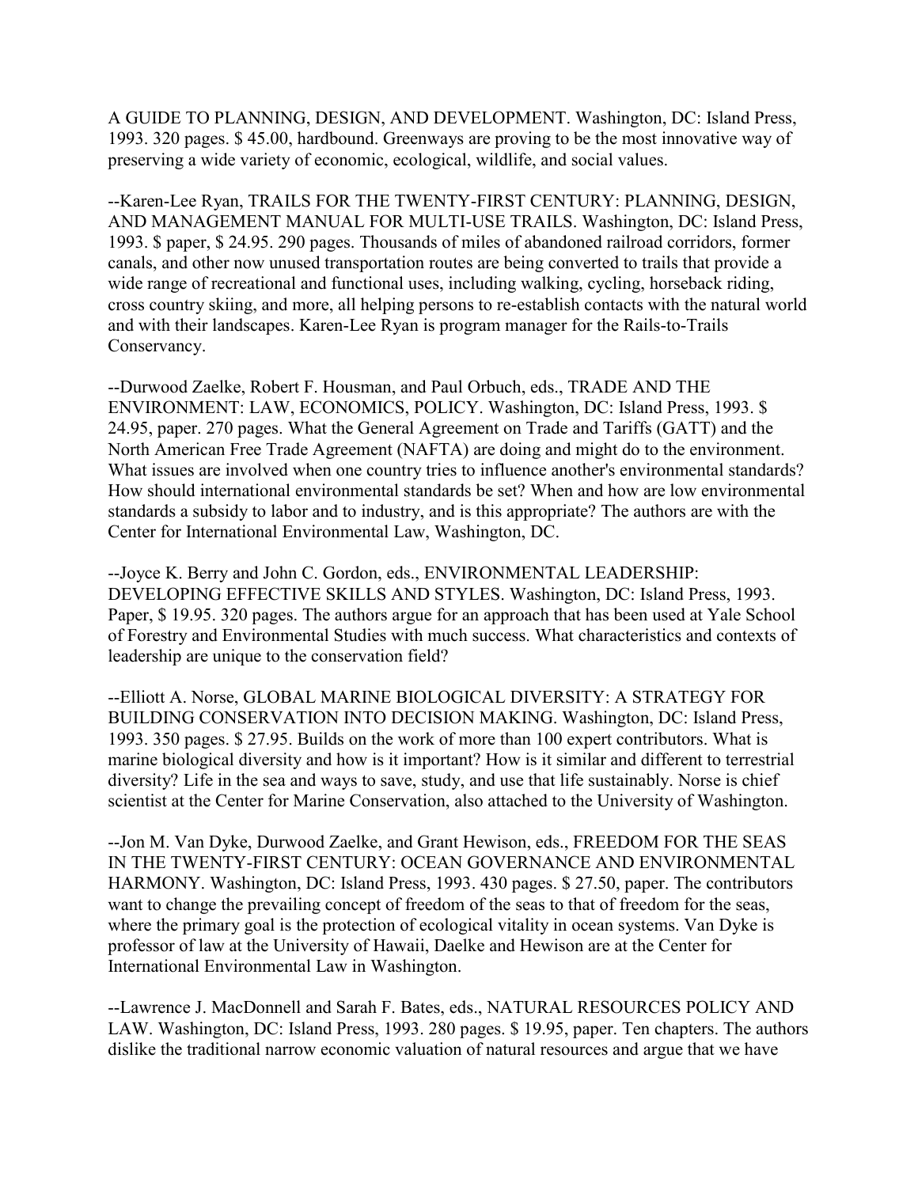A GUIDE TO PLANNING, DESIGN, AND DEVELOPMENT. Washington, DC: Island Press, 1993. 320 pages. $ 45.00, hardbound. Greenways are proving to be the most innovative way of preserving a wide variety of economic, ecological, wildlife, and social values.

--Karen-Lee Ryan, TRAILS FOR THE TWENTY-FIRST CENTURY: PLANNING, DESIGN, AND MANAGEMENT MANUAL FOR MULTI-USE TRAILS. Washington, DC: Island Press, 1993. $ paper, $ 24.95. 290 pages. Thousands of miles of abandoned railroad corridors, former canals, and other now unused transportation routes are being converted to trails that provide a wide range of recreational and functional uses, including walking, cycling, horseback riding, cross country skiing, and more, all helping persons to re-establish contacts with the natural world and with their landscapes. Karen-Lee Ryan is program manager for the Rails-to-Trails Conservancy.

--Durwood Zaelke, Robert F. Housman, and Paul Orbuch, eds., TRADE AND THE ENVIRONMENT: LAW, ECONOMICS, POLICY. Washington, DC: Island Press, 1993. $ 24.95, paper. 270 pages. What the General Agreement on Trade and Tariffs (GATT) and the North American Free Trade Agreement (NAFTA) are doing and might do to the environment. What issues are involved when one country tries to influence another's environmental standards? How should international environmental standards be set? When and how are low environmental standards a subsidy to labor and to industry, and is this appropriate? The authors are with the Center for International Environmental Law, Washington, DC.

--Joyce K. Berry and John C. Gordon, eds., ENVIRONMENTAL LEADERSHIP: DEVELOPING EFFECTIVE SKILLS AND STYLES. Washington, DC: Island Press, 1993. Paper, $ 19.95. 320 pages. The authors argue for an approach that has been used at Yale School of Forestry and Environmental Studies with much success. What characteristics and contexts of leadership are unique to the conservation field?

--Elliott A. Norse, GLOBAL MARINE BIOLOGICAL DIVERSITY: A STRATEGY FOR BUILDING CONSERVATION INTO DECISION MAKING. Washington, DC: Island Press, 1993. 350 pages. $ 27.95. Builds on the work of more than 100 expert contributors. What is marine biological diversity and how is it important? How is it similar and different to terrestrial diversity? Life in the sea and ways to save, study, and use that life sustainably. Norse is chief scientist at the Center for Marine Conservation, also attached to the University of Washington.

--Jon M. Van Dyke, Durwood Zaelke, and Grant Hewison, eds., FREEDOM FOR THE SEAS IN THE TWENTY-FIRST CENTURY: OCEAN GOVERNANCE AND ENVIRONMENTAL HARMONY. Washington, DC: Island Press, 1993. 430 pages. $ 27.50, paper. The contributors want to change the prevailing concept of freedom of the seas to that of freedom for the seas, where the primary goal is the protection of ecological vitality in ocean systems. Van Dyke is professor of law at the University of Hawaii, Daelke and Hewison are at the Center for International Environmental Law in Washington.

--Lawrence J. MacDonnell and Sarah F. Bates, eds., NATURAL RESOURCES POLICY AND LAW. Washington, DC: Island Press, 1993. 280 pages. $ 19.95, paper. Ten chapters. The authors dislike the traditional narrow economic valuation of natural resources and argue that we have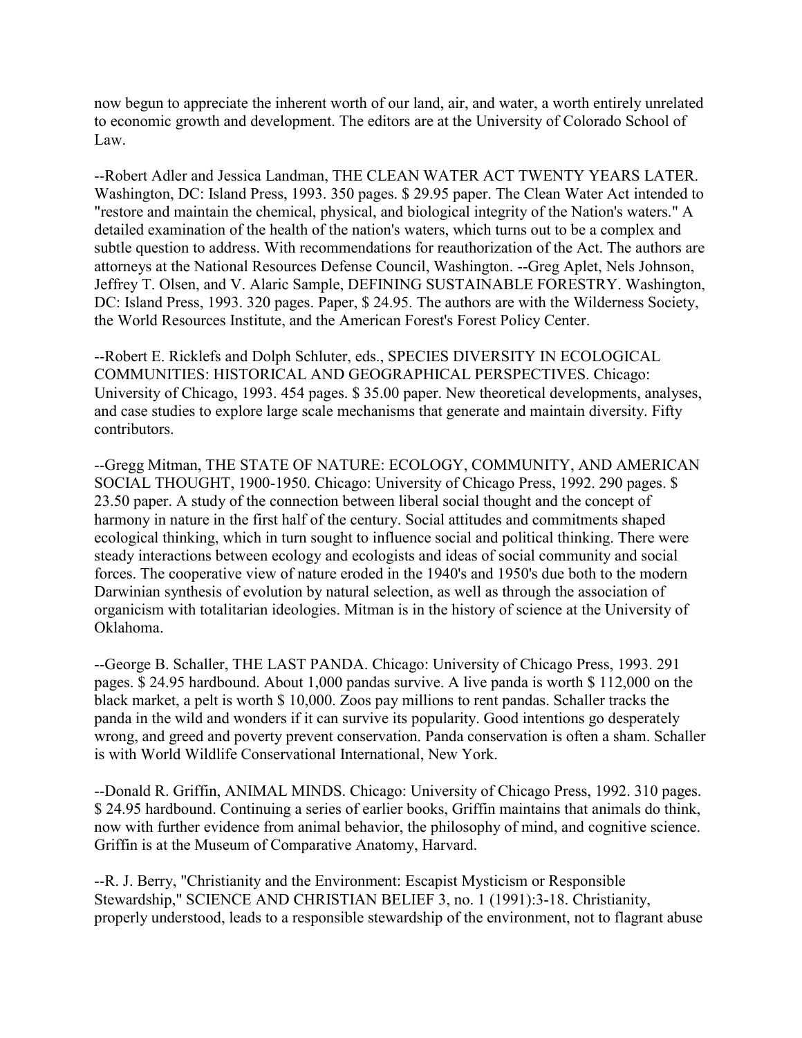now begun to appreciate the inherent worth of our land, air, and water, a worth entirely unrelated to economic growth and development. The editors are at the University of Colorado School of Law.

--Robert Adler and Jessica Landman, THE CLEAN WATER ACT TWENTY YEARS LATER. Washington, DC: Island Press, 1993. 350 pages. $ 29.95 paper. The Clean Water Act intended to "restore and maintain the chemical, physical, and biological integrity of the Nation's waters." A detailed examination of the health of the nation's waters, which turns out to be a complex and subtle question to address. With recommendations for reauthorization of the Act. The authors are attorneys at the National Resources Defense Council, Washington. --Greg Aplet, Nels Johnson, Jeffrey T. Olsen, and V. Alaric Sample, DEFINING SUSTAINABLE FORESTRY. Washington, DC: Island Press, 1993. 320 pages. Paper, $ 24.95. The authors are with the Wilderness Society, the World Resources Institute, and the American Forest's Forest Policy Center.

--Robert E. Ricklefs and Dolph Schluter, eds., SPECIES DIVERSITY IN ECOLOGICAL COMMUNITIES: HISTORICAL AND GEOGRAPHICAL PERSPECTIVES. Chicago: University of Chicago, 1993. 454 pages. $ 35.00 paper. New theoretical developments, analyses, and case studies to explore large scale mechanisms that generate and maintain diversity. Fifty contributors.

--Gregg Mitman, THE STATE OF NATURE: ECOLOGY, COMMUNITY, AND AMERICAN SOCIAL THOUGHT, 1900-1950. Chicago: University of Chicago Press, 1992. 290 pages. $ 23.50 paper. A study of the connection between liberal social thought and the concept of harmony in nature in the first half of the century. Social attitudes and commitments shaped ecological thinking, which in turn sought to influence social and political thinking. There were steady interactions between ecology and ecologists and ideas of social community and social forces. The cooperative view of nature eroded in the 1940's and 1950's due both to the modern Darwinian synthesis of evolution by natural selection, as well as through the association of organicism with totalitarian ideologies. Mitman is in the history of science at the University of Oklahoma.

--George B. Schaller, THE LAST PANDA. Chicago: University of Chicago Press, 1993. 291 pages. $ 24.95 hardbound. About 1,000 pandas survive. A live panda is worth $ 112,000 on the black market, a pelt is worth $ 10,000. Zoos pay millions to rent pandas. Schaller tracks the panda in the wild and wonders if it can survive its popularity. Good intentions go desperately wrong, and greed and poverty prevent conservation. Panda conservation is often a sham. Schaller is with World Wildlife Conservational International, New York.

--Donald R. Griffin, ANIMAL MINDS. Chicago: University of Chicago Press, 1992. 310 pages. $ 24.95 hardbound. Continuing a series of earlier books, Griffin maintains that animals do think, now with further evidence from animal behavior, the philosophy of mind, and cognitive science. Griffin is at the Museum of Comparative Anatomy, Harvard.

--R. J. Berry, "Christianity and the Environment: Escapist Mysticism or Responsible Stewardship," SCIENCE AND CHRISTIAN BELIEF 3, no. 1 (1991):3-18. Christianity, properly understood, leads to a responsible stewardship of the environment, not to flagrant abuse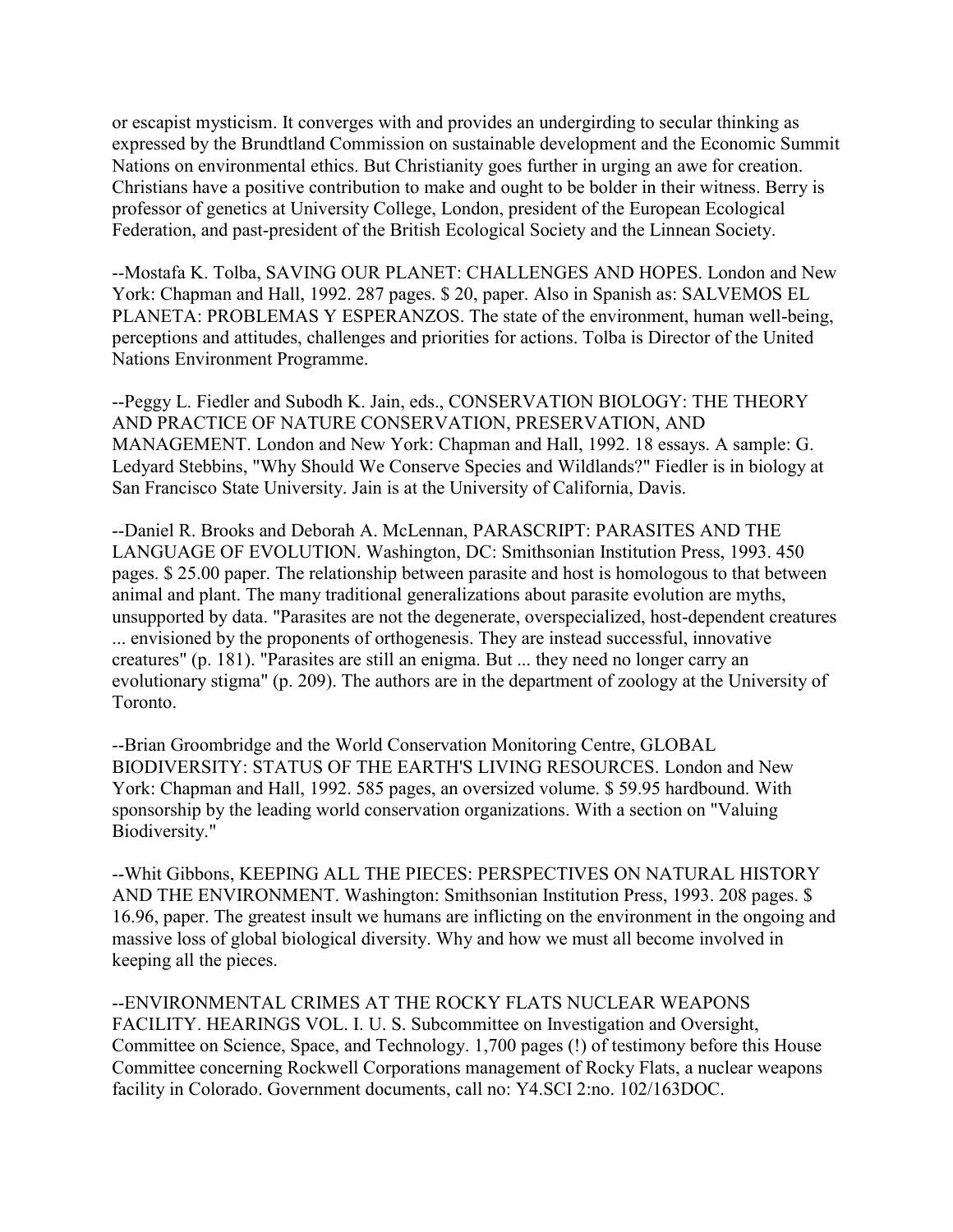or escapist mysticism. It converges with and provides an undergirding to secular thinking as expressed by the Brundtland Commission on sustainable development and the Economic Summit Nations on environmental ethics. But Christianity goes further in urging an awe for creation. Christians have a positive contribution to make and ought to be bolder in their witness. Berry is professor of genetics at University College, London, president of the European Ecological Federation, and past-president of the British Ecological Society and the Linnean Society.

--Mostafa K. Tolba, SAVING OUR PLANET: CHALLENGES AND HOPES. London and New York: Chapman and Hall, 1992. 287 pages. $ 20, paper. Also in Spanish as: SALVEMOS EL PLANETA: PROBLEMAS Y ESPERANZOS. The state of the environment, human well-being, perceptions and attitudes, challenges and priorities for actions. Tolba is Director of the United Nations Environment Programme.

--Peggy L. Fiedler and Subodh K. Jain, eds., CONSERVATION BIOLOGY: THE THEORY AND PRACTICE OF NATURE CONSERVATION, PRESERVATION, AND MANAGEMENT. London and New York: Chapman and Hall, 1992. 18 essays. A sample: G. Ledyard Stebbins, "Why Should We Conserve Species and Wildlands?" Fiedler is in biology at San Francisco State University. Jain is at the University of California, Davis.

--Daniel R. Brooks and Deborah A. McLennan, PARASCRIPT: PARASITES AND THE LANGUAGE OF EVOLUTION. Washington, DC: Smithsonian Institution Press, 1993. 450 pages. $ 25.00 paper. The relationship between parasite and host is homologous to that between animal and plant. The many traditional generalizations about parasite evolution are myths, unsupported by data. "Parasites are not the degenerate, overspecialized, host-dependent creatures ... envisioned by the proponents of orthogenesis. They are instead successful, innovative creatures" (p. 181). "Parasites are still an enigma. But ... they need no longer carry an evolutionary stigma" (p. 209). The authors are in the department of zoology at the University of Toronto.

--Brian Groombridge and the World Conservation Monitoring Centre, GLOBAL BIODIVERSITY: STATUS OF THE EARTH'S LIVING RESOURCES. London and New York: Chapman and Hall, 1992. 585 pages, an oversized volume. $ 59.95 hardbound. With sponsorship by the leading world conservation organizations. With a section on "Valuing Biodiversity."

--Whit Gibbons, KEEPING ALL THE PIECES: PERSPECTIVES ON NATURAL HISTORY AND THE ENVIRONMENT. Washington: Smithsonian Institution Press, 1993. 208 pages. $ 16.96, paper. The greatest insult we humans are inflicting on the environment in the ongoing and massive loss of global biological diversity. Why and how we must all become involved in keeping all the pieces.

--ENVIRONMENTAL CRIMES AT THE ROCKY FLATS NUCLEAR WEAPONS FACILITY. HEARINGS VOL. I. U. S. Subcommittee on Investigation and Oversight, Committee on Science, Space, and Technology. 1,700 pages (!) of testimony before this House Committee concerning Rockwell Corporations management of Rocky Flats, a nuclear weapons facility in Colorado. Government documents, call no: Y4.SCI 2:no. 102/163DOC.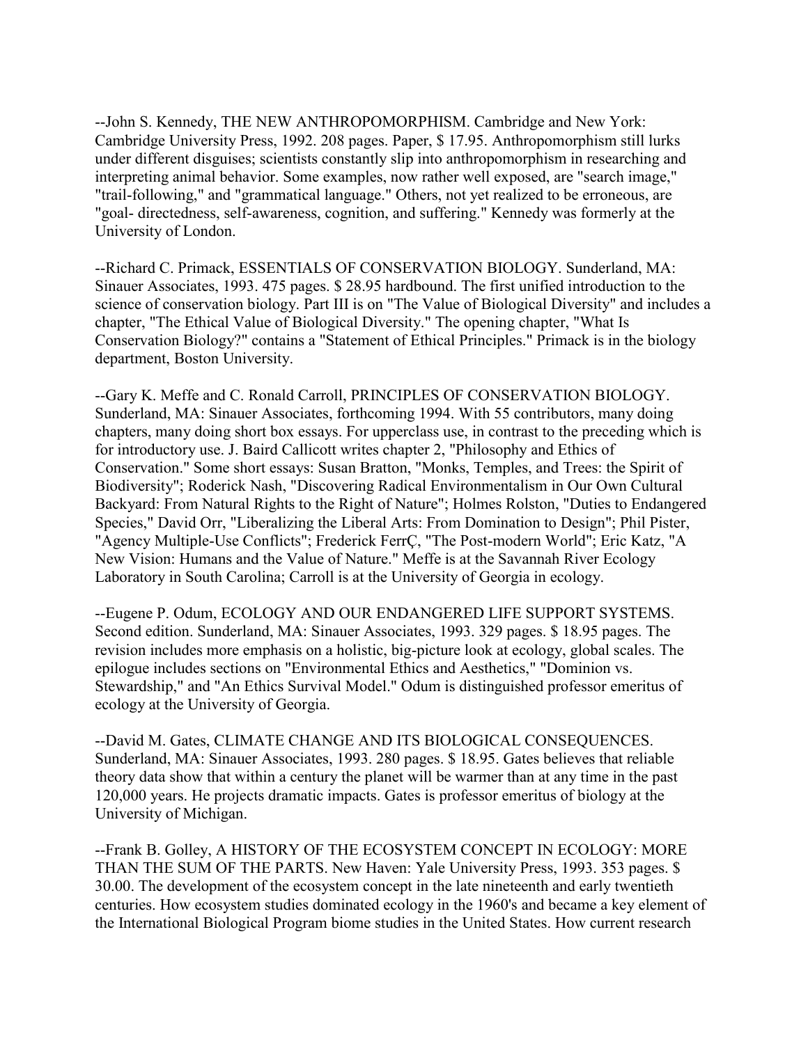--John S. Kennedy, THE NEW ANTHROPOMORPHISM. Cambridge and New York: Cambridge University Press, 1992. 208 pages. Paper, $ 17.95. Anthropomorphism still lurks under different disguises; scientists constantly slip into anthropomorphism in researching and interpreting animal behavior. Some examples, now rather well exposed, are "search image," "trail-following," and "grammatical language." Others, not yet realized to be erroneous, are "goal- directedness, self-awareness, cognition, and suffering." Kennedy was formerly at the University of London.

--Richard C. Primack, ESSENTIALS OF CONSERVATION BIOLOGY. Sunderland, MA: Sinauer Associates, 1993. 475 pages. $ 28.95 hardbound. The first unified introduction to the science of conservation biology. Part III is on "The Value of Biological Diversity" and includes a chapter, "The Ethical Value of Biological Diversity." The opening chapter, "What Is Conservation Biology?" contains a "Statement of Ethical Principles." Primack is in the biology department, Boston University.

--Gary K. Meffe and C. Ronald Carroll, PRINCIPLES OF CONSERVATION BIOLOGY. Sunderland, MA: Sinauer Associates, forthcoming 1994. With 55 contributors, many doing chapters, many doing short box essays. For upperclass use, in contrast to the preceding which is for introductory use. J. Baird Callicott writes chapter 2, "Philosophy and Ethics of Conservation." Some short essays: Susan Bratton, "Monks, Temples, and Trees: the Spirit of Biodiversity"; Roderick Nash, "Discovering Radical Environmentalism in Our Own Cultural Backyard: From Natural Rights to the Right of Nature"; Holmes Rolston, "Duties to Endangered Species," David Orr, "Liberalizing the Liberal Arts: From Domination to Design"; Phil Pister, "Agency Multiple-Use Conflicts"; Frederick FerrÇ, "The Post-modern World"; Eric Katz, "A New Vision: Humans and the Value of Nature." Meffe is at the Savannah River Ecology Laboratory in South Carolina; Carroll is at the University of Georgia in ecology.

--Eugene P. Odum, ECOLOGY AND OUR ENDANGERED LIFE SUPPORT SYSTEMS. Second edition. Sunderland, MA: Sinauer Associates, 1993. 329 pages. $ 18.95 pages. The revision includes more emphasis on a holistic, big-picture look at ecology, global scales. The epilogue includes sections on "Environmental Ethics and Aesthetics," "Dominion vs. Stewardship," and "An Ethics Survival Model." Odum is distinguished professor emeritus of ecology at the University of Georgia.

--David M. Gates, CLIMATE CHANGE AND ITS BIOLOGICAL CONSEQUENCES. Sunderland, MA: Sinauer Associates, 1993. 280 pages. $ 18.95. Gates believes that reliable theory data show that within a century the planet will be warmer than at any time in the past 120,000 years. He projects dramatic impacts. Gates is professor emeritus of biology at the University of Michigan.

--Frank B. Golley, A HISTORY OF THE ECOSYSTEM CONCEPT IN ECOLOGY: MORE THAN THE SUM OF THE PARTS. New Haven: Yale University Press, 1993. 353 pages. $ 30.00. The development of the ecosystem concept in the late nineteenth and early twentieth centuries. How ecosystem studies dominated ecology in the 1960's and became a key element of the International Biological Program biome studies in the United States. How current research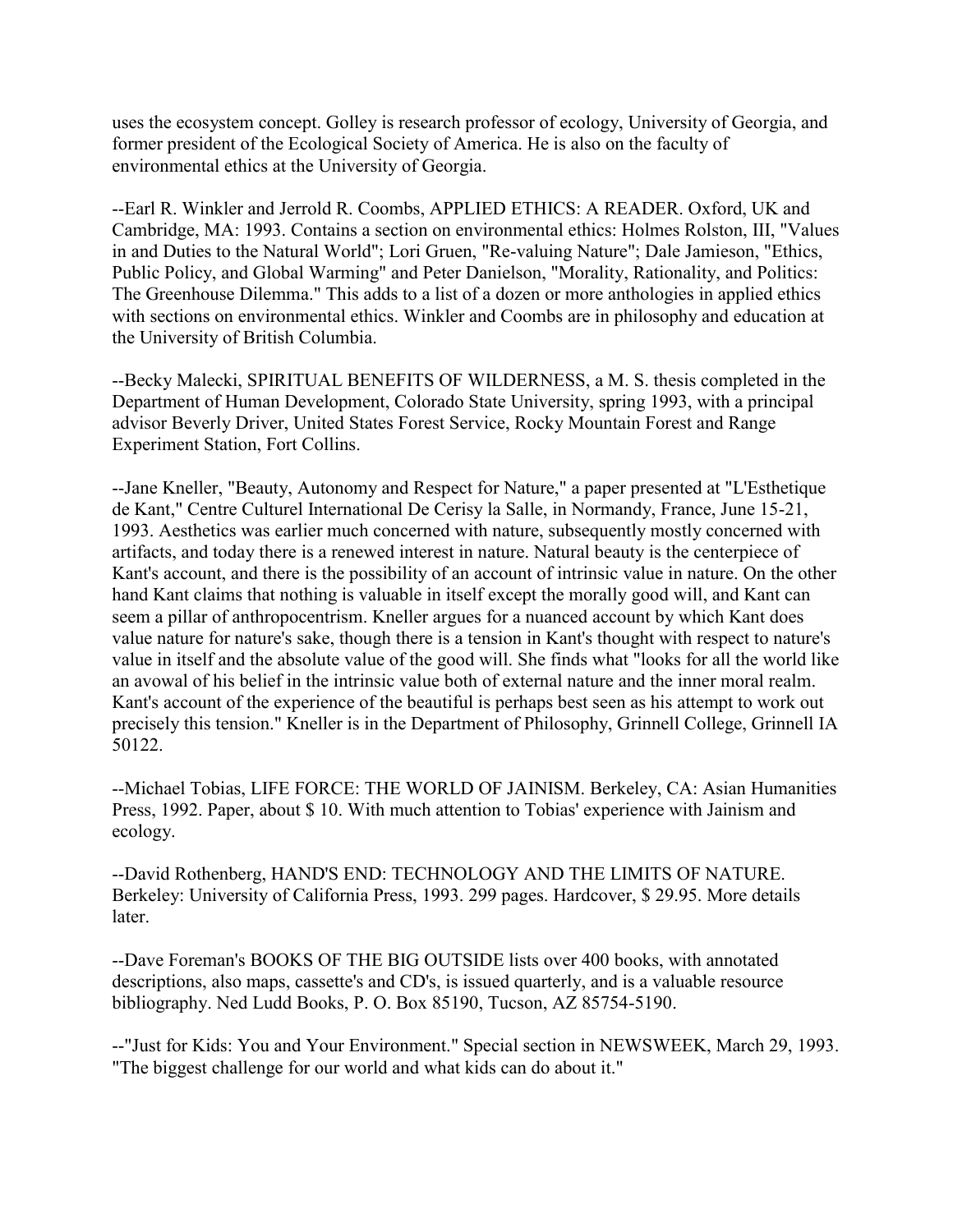uses the ecosystem concept. Golley is research professor of ecology, University of Georgia, and former president of the Ecological Society of America. He is also on the faculty of environmental ethics at the University of Georgia.

--Earl R. Winkler and Jerrold R. Coombs, APPLIED ETHICS: A READER. Oxford, UK and Cambridge, MA: 1993. Contains a section on environmental ethics: Holmes Rolston, III, "Values in and Duties to the Natural World"; Lori Gruen, "Re-valuing Nature"; Dale Jamieson, "Ethics, Public Policy, and Global Warming" and Peter Danielson, "Morality, Rationality, and Politics: The Greenhouse Dilemma." This adds to a list of a dozen or more anthologies in applied ethics with sections on environmental ethics. Winkler and Coombs are in philosophy and education at the University of British Columbia.

--Becky Malecki, SPIRITUAL BENEFITS OF WILDERNESS, a M. S. thesis completed in the Department of Human Development, Colorado State University, spring 1993, with a principal advisor Beverly Driver, United States Forest Service, Rocky Mountain Forest and Range Experiment Station, Fort Collins.

--Jane Kneller, "Beauty, Autonomy and Respect for Nature," a paper presented at "L'Esthetique de Kant," Centre Culturel International De Cerisy la Salle, in Normandy, France, June 15-21, 1993. Aesthetics was earlier much concerned with nature, subsequently mostly concerned with artifacts, and today there is a renewed interest in nature. Natural beauty is the centerpiece of Kant's account, and there is the possibility of an account of intrinsic value in nature. On the other hand Kant claims that nothing is valuable in itself except the morally good will, and Kant can seem a pillar of anthropocentrism. Kneller argues for a nuanced account by which Kant does value nature for nature's sake, though there is a tension in Kant's thought with respect to nature's value in itself and the absolute value of the good will. She finds what "looks for all the world like an avowal of his belief in the intrinsic value both of external nature and the inner moral realm. Kant's account of the experience of the beautiful is perhaps best seen as his attempt to work out precisely this tension." Kneller is in the Department of Philosophy, Grinnell College, Grinnell IA 50122.

--Michael Tobias, LIFE FORCE: THE WORLD OF JAINISM. Berkeley, CA: Asian Humanities Press, 1992. Paper, about $ 10. With much attention to Tobias' experience with Jainism and ecology.

--David Rothenberg, HAND'S END: TECHNOLOGY AND THE LIMITS OF NATURE. Berkeley: University of California Press, 1993. 299 pages. Hardcover, $ 29.95. More details later.

--Dave Foreman's BOOKS OF THE BIG OUTSIDE lists over 400 books, with annotated descriptions, also maps, cassette's and CD's, is issued quarterly, and is a valuable resource bibliography. Ned Ludd Books, P. O. Box 85190, Tucson, AZ 85754-5190.

--"Just for Kids: You and Your Environment." Special section in NEWSWEEK, March 29, 1993. "The biggest challenge for our world and what kids can do about it."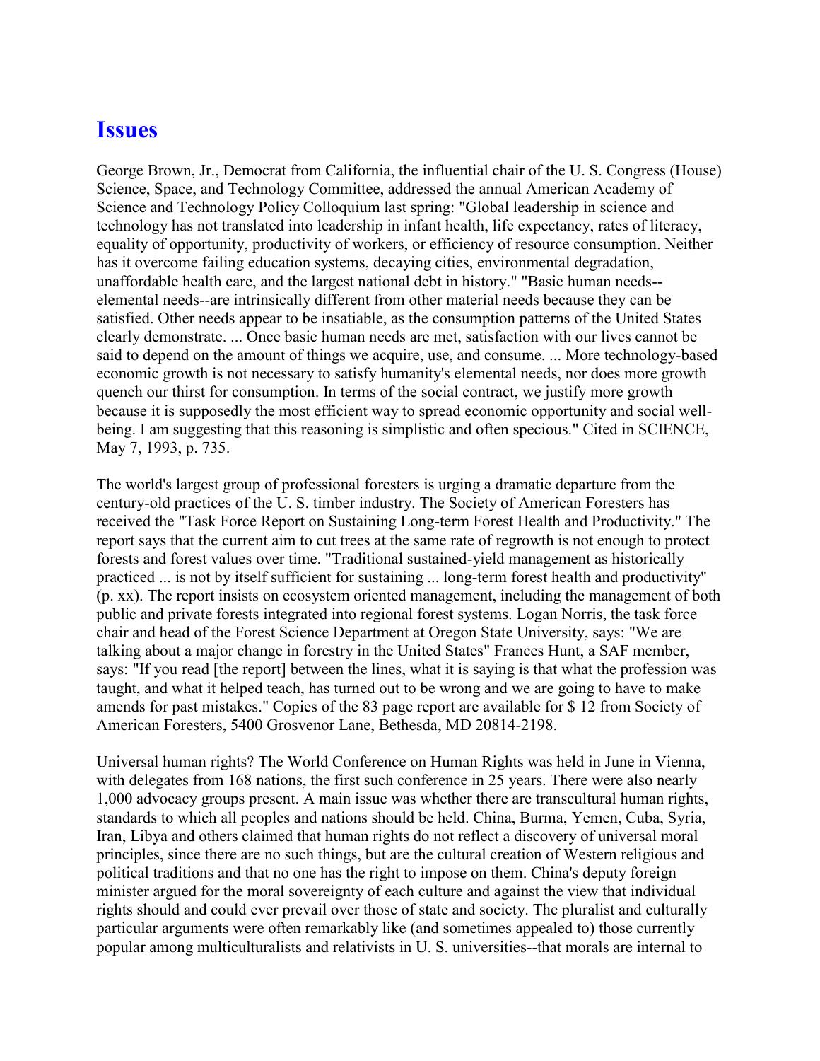## Issues

George Brown, Jr., Democrat from California, the influential chair of the U. S. Congress (House) Science, Space, and Technology Committee, addressed the annual American Academy of Science and Technology Policy Colloquium last spring: "Global leadership in science and technology has not translated into leadership in infant health, life expectancy, rates of literacy, equality of opportunity, productivity of workers, or efficiency of resource consumption. Neither has it overcome failing education systems, decaying cities, environmental degradation, unaffordable health care, and the largest national debt in history." "Basic human needs--elemental needs--are intrinsically different from other material needs because they can be satisfied. Other needs appear to be insatiable, as the consumption patterns of the United States clearly demonstrate. ... Once basic human needs are met, satisfaction with our lives cannot be said to depend on the amount of things we acquire, use, and consume. ... More technology-based economic growth is not necessary to satisfy humanity's elemental needs, nor does more growth quench our thirst for consumption. In terms of the social contract, we justify more growth because it is supposedly the most efficient way to spread economic opportunity and social well-being. I am suggesting that this reasoning is simplistic and often specious." Cited in SCIENCE, May 7, 1993, p. 735.

The world's largest group of professional foresters is urging a dramatic departure from the century-old practices of the U. S. timber industry. The Society of American Foresters has received the "Task Force Report on Sustaining Long-term Forest Health and Productivity." The report says that the current aim to cut trees at the same rate of regrowth is not enough to protect forests and forest values over time. "Traditional sustained-yield management as historically practiced ... is not by itself sufficient for sustaining ... long-term forest health and productivity" (p. xx). The report insists on ecosystem oriented management, including the management of both public and private forests integrated into regional forest systems. Logan Norris, the task force chair and head of the Forest Science Department at Oregon State University, says: "We are talking about a major change in forestry in the United States" Frances Hunt, a SAF member, says: "If you read [the report] between the lines, what it is saying is that what the profession was taught, and what it helped teach, has turned out to be wrong and we are going to have to make amends for past mistakes." Copies of the 83 page report are available for $ 12 from Society of American Foresters, 5400 Grosvenor Lane, Bethesda, MD 20814-2198.

Universal human rights? The World Conference on Human Rights was held in June in Vienna, with delegates from 168 nations, the first such conference in 25 years. There were also nearly 1,000 advocacy groups present. A main issue was whether there are transcultural human rights, standards to which all peoples and nations should be held. China, Burma, Yemen, Cuba, Syria, Iran, Libya and others claimed that human rights do not reflect a discovery of universal moral principles, since there are no such things, but are the cultural creation of Western religious and political traditions and that no one has the right to impose on them. China's deputy foreign minister argued for the moral sovereignty of each culture and against the view that individual rights should and could ever prevail over those of state and society. The pluralist and culturally particular arguments were often remarkably like (and sometimes appealed to) those currently popular among multiculturalists and relativists in U. S. universities--that morals are internal to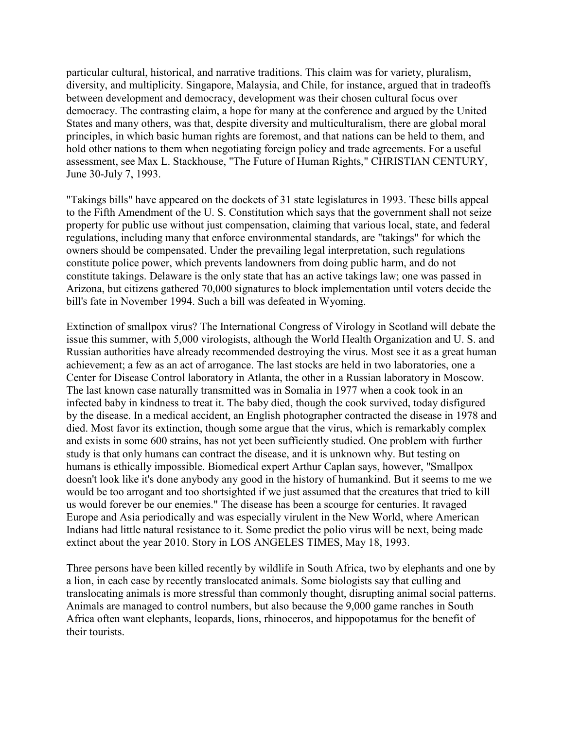particular cultural, historical, and narrative traditions. This claim was for variety, pluralism, diversity, and multiplicity. Singapore, Malaysia, and Chile, for instance, argued that in tradeoffs between development and democracy, development was their chosen cultural focus over democracy. The contrasting claim, a hope for many at the conference and argued by the United States and many others, was that, despite diversity and multiculturalism, there are global moral principles, in which basic human rights are foremost, and that nations can be held to them, and hold other nations to them when negotiating foreign policy and trade agreements. For a useful assessment, see Max L. Stackhouse, "The Future of Human Rights," CHRISTIAN CENTURY, June 30-July 7, 1993.

"Takings bills" have appeared on the dockets of 31 state legislatures in 1993. These bills appeal to the Fifth Amendment of the U. S. Constitution which says that the government shall not seize property for public use without just compensation, claiming that various local, state, and federal regulations, including many that enforce environmental standards, are "takings" for which the owners should be compensated. Under the prevailing legal interpretation, such regulations constitute police power, which prevents landowners from doing public harm, and do not constitute takings. Delaware is the only state that has an active takings law; one was passed in Arizona, but citizens gathered 70,000 signatures to block implementation until voters decide the bill's fate in November 1994. Such a bill was defeated in Wyoming.

Extinction of smallpox virus? The International Congress of Virology in Scotland will debate the issue this summer, with 5,000 virologists, although the World Health Organization and U. S. and Russian authorities have already recommended destroying the virus. Most see it as a great human achievement; a few as an act of arrogance. The last stocks are held in two laboratories, one a Center for Disease Control laboratory in Atlanta, the other in a Russian laboratory in Moscow. The last known case naturally transmitted was in Somalia in 1977 when a cook took in an infected baby in kindness to treat it. The baby died, though the cook survived, today disfigured by the disease. In a medical accident, an English photographer contracted the disease in 1978 and died. Most favor its extinction, though some argue that the virus, which is remarkably complex and exists in some 600 strains, has not yet been sufficiently studied. One problem with further study is that only humans can contract the disease, and it is unknown why. But testing on humans is ethically impossible. Biomedical expert Arthur Caplan says, however, "Smallpox doesn't look like it's done anybody any good in the history of humankind. But it seems to me we would be too arrogant and too shortsighted if we just assumed that the creatures that tried to kill us would forever be our enemies." The disease has been a scourge for centuries. It ravaged Europe and Asia periodically and was especially virulent in the New World, where American Indians had little natural resistance to it. Some predict the polio virus will be next, being made extinct about the year 2010. Story in LOS ANGELES TIMES, May 18, 1993.

Three persons have been killed recently by wildlife in South Africa, two by elephants and one by a lion, in each case by recently translocated animals. Some biologists say that culling and translocating animals is more stressful than commonly thought, disrupting animal social patterns. Animals are managed to control numbers, but also because the 9,000 game ranches in South Africa often want elephants, leopards, lions, rhinoceros, and hippopotamus for the benefit of their tourists.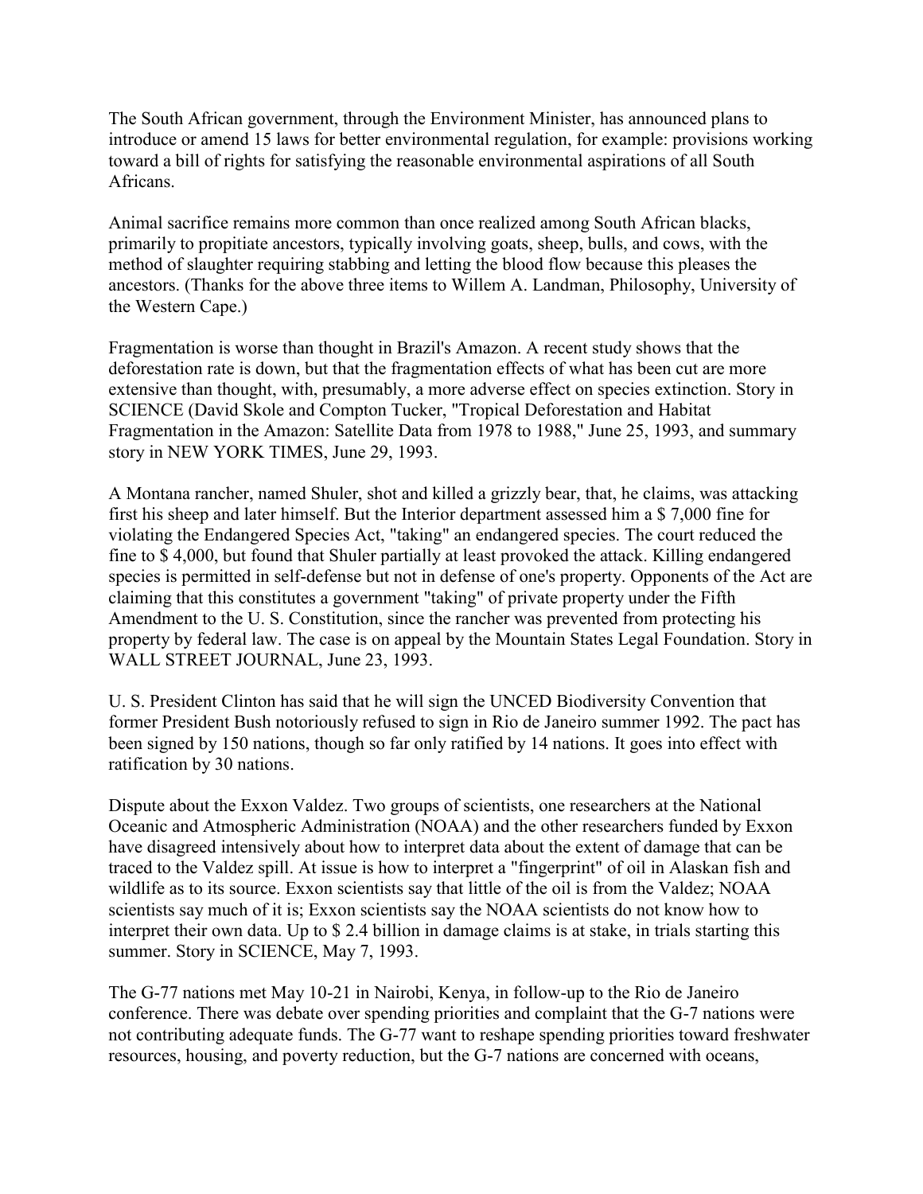The South African government, through the Environment Minister, has announced plans to introduce or amend 15 laws for better environmental regulation, for example: provisions working toward a bill of rights for satisfying the reasonable environmental aspirations of all South Africans.

Animal sacrifice remains more common than once realized among South African blacks, primarily to propitiate ancestors, typically involving goats, sheep, bulls, and cows, with the method of slaughter requiring stabbing and letting the blood flow because this pleases the ancestors. (Thanks for the above three items to Willem A. Landman, Philosophy, University of the Western Cape.)

Fragmentation is worse than thought in Brazil's Amazon. A recent study shows that the deforestation rate is down, but that the fragmentation effects of what has been cut are more extensive than thought, with, presumably, a more adverse effect on species extinction. Story in SCIENCE (David Skole and Compton Tucker, "Tropical Deforestation and Habitat Fragmentation in the Amazon: Satellite Data from 1978 to 1988," June 25, 1993, and summary story in NEW YORK TIMES, June 29, 1993.

A Montana rancher, named Shuler, shot and killed a grizzly bear, that, he claims, was attacking first his sheep and later himself. But the Interior department assessed him a $ 7,000 fine for violating the Endangered Species Act, "taking" an endangered species. The court reduced the fine to $ 4,000, but found that Shuler partially at least provoked the attack. Killing endangered species is permitted in self-defense but not in defense of one's property. Opponents of the Act are claiming that this constitutes a government "taking" of private property under the Fifth Amendment to the U. S. Constitution, since the rancher was prevented from protecting his property by federal law. The case is on appeal by the Mountain States Legal Foundation. Story in WALL STREET JOURNAL, June 23, 1993.

U. S. President Clinton has said that he will sign the UNCED Biodiversity Convention that former President Bush notoriously refused to sign in Rio de Janeiro summer 1992. The pact has been signed by 150 nations, though so far only ratified by 14 nations. It goes into effect with ratification by 30 nations.

Dispute about the Exxon Valdez. Two groups of scientists, one researchers at the National Oceanic and Atmospheric Administration (NOAA) and the other researchers funded by Exxon have disagreed intensively about how to interpret data about the extent of damage that can be traced to the Valdez spill. At issue is how to interpret a "fingerprint" of oil in Alaskan fish and wildlife as to its source. Exxon scientists say that little of the oil is from the Valdez; NOAA scientists say much of it is; Exxon scientists say the NOAA scientists do not know how to interpret their own data. Up to $ 2.4 billion in damage claims is at stake, in trials starting this summer. Story in SCIENCE, May 7, 1993.

The G-77 nations met May 10-21 in Nairobi, Kenya, in follow-up to the Rio de Janeiro conference. There was debate over spending priorities and complaint that the G-7 nations were not contributing adequate funds. The G-77 want to reshape spending priorities toward freshwater resources, housing, and poverty reduction, but the G-7 nations are concerned with oceans,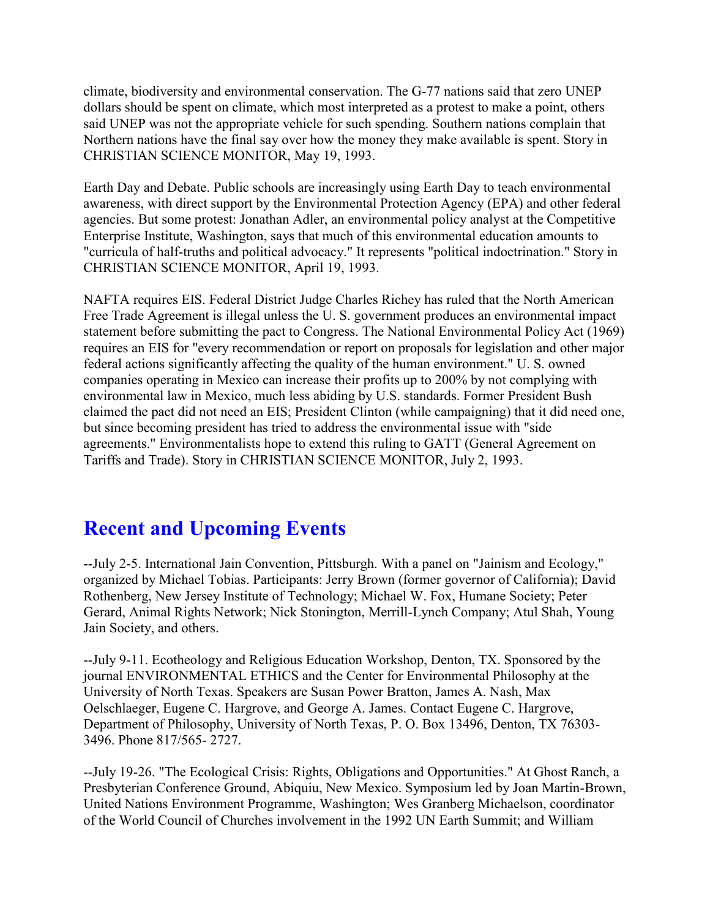climate, biodiversity and environmental conservation. The G-77 nations said that zero UNEP dollars should be spent on climate, which most interpreted as a protest to make a point, others said UNEP was not the appropriate vehicle for such spending. Southern nations complain that Northern nations have the final say over how the money they make available is spent. Story in CHRISTIAN SCIENCE MONITOR, May 19, 1993.

Earth Day and Debate. Public schools are increasingly using Earth Day to teach environmental awareness, with direct support by the Environmental Protection Agency (EPA) and other federal agencies. But some protest: Jonathan Adler, an environmental policy analyst at the Competitive Enterprise Institute, Washington, says that much of this environmental education amounts to "curricula of half-truths and political advocacy." It represents "political indoctrination." Story in CHRISTIAN SCIENCE MONITOR, April 19, 1993.

NAFTA requires EIS. Federal District Judge Charles Richey has ruled that the North American Free Trade Agreement is illegal unless the U. S. government produces an environmental impact statement before submitting the pact to Congress. The National Environmental Policy Act (1969) requires an EIS for "every recommendation or report on proposals for legislation and other major federal actions significantly affecting the quality of the human environment." U. S. owned companies operating in Mexico can increase their profits up to 200% by not complying with environmental law in Mexico, much less abiding by U.S. standards. Former President Bush claimed the pact did not need an EIS; President Clinton (while campaigning) that it did need one, but since becoming president has tried to address the environmental issue with "side agreements." Environmentalists hope to extend this ruling to GATT (General Agreement on Tariffs and Trade). Story in CHRISTIAN SCIENCE MONITOR, July 2, 1993.

## Recent and Upcoming Events

--July 2-5. International Jain Convention, Pittsburgh. With a panel on "Jainism and Ecology," organized by Michael Tobias. Participants: Jerry Brown (former governor of California); David Rothenberg, New Jersey Institute of Technology; Michael W. Fox, Humane Society; Peter Gerard, Animal Rights Network; Nick Stonington, Merrill-Lynch Company; Atul Shah, Young Jain Society, and others.

--July 9-11. Ecotheology and Religious Education Workshop, Denton, TX. Sponsored by the journal ENVIRONMENTAL ETHICS and the Center for Environmental Philosophy at the University of North Texas. Speakers are Susan Power Bratton, James A. Nash, Max Oelschlaeger, Eugene C. Hargrove, and George A. James. Contact Eugene C. Hargrove, Department of Philosophy, University of North Texas, P. O. Box 13496, Denton, TX 76303-3496. Phone 817/565- 2727.

--July 19-26. "The Ecological Crisis: Rights, Obligations and Opportunities." At Ghost Ranch, a Presbyterian Conference Ground, Abiquiu, New Mexico. Symposium led by Joan Martin-Brown, United Nations Environment Programme, Washington; Wes Granberg Michaelson, coordinator of the World Council of Churches involvement in the 1992 UN Earth Summit; and William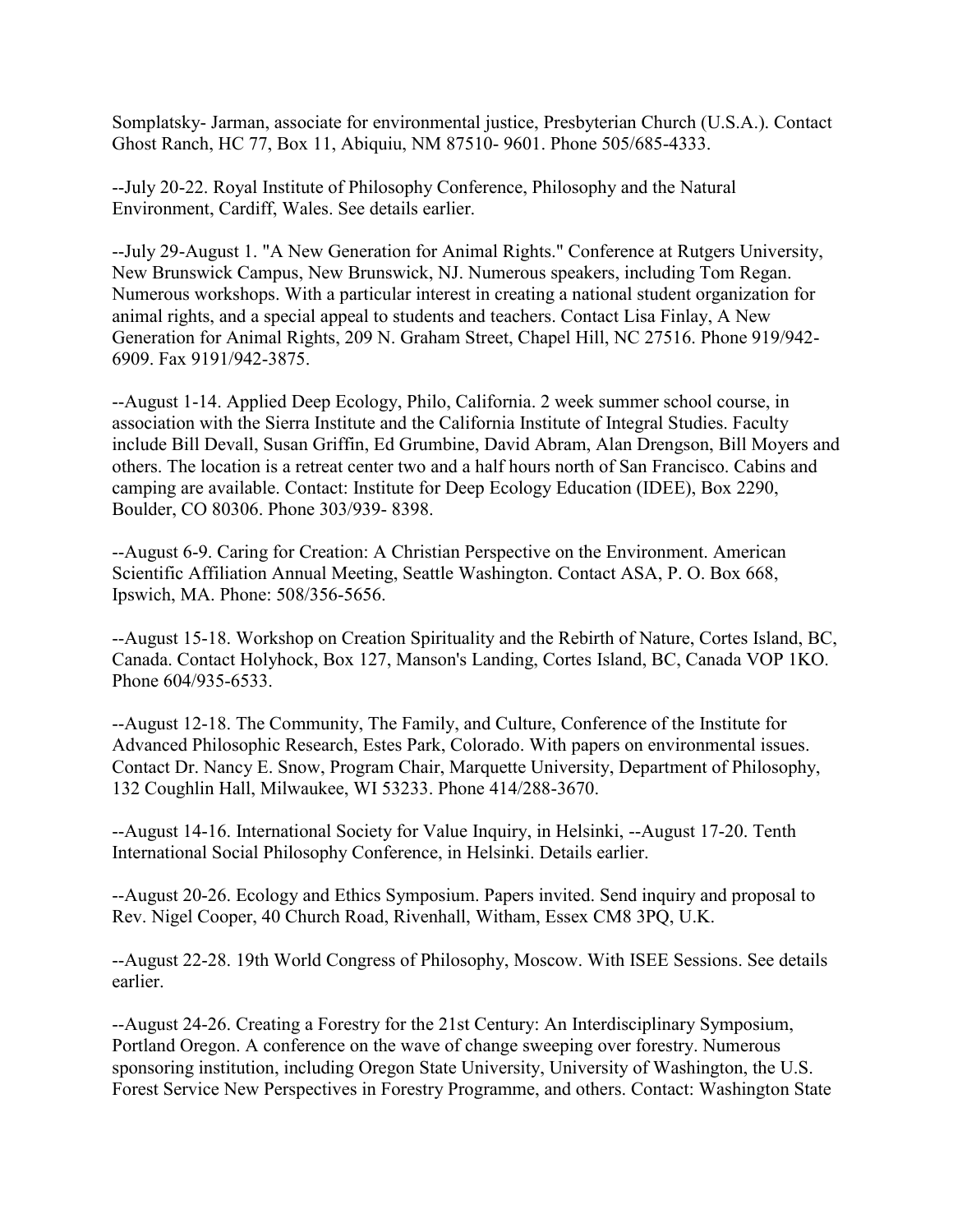Somplatsky- Jarman, associate for environmental justice, Presbyterian Church (U.S.A.). Contact Ghost Ranch, HC 77, Box 11, Abiquiu, NM 87510- 9601. Phone 505/685-4333.

--July 20-22. Royal Institute of Philosophy Conference, Philosophy and the Natural Environment, Cardiff, Wales. See details earlier.

--July 29-August 1. "A New Generation for Animal Rights." Conference at Rutgers University, New Brunswick Campus, New Brunswick, NJ. Numerous speakers, including Tom Regan. Numerous workshops. With a particular interest in creating a national student organization for animal rights, and a special appeal to students and teachers. Contact Lisa Finlay, A New Generation for Animal Rights, 209 N. Graham Street, Chapel Hill, NC 27516. Phone 919/942-6909. Fax 9191/942-3875.

--August 1-14. Applied Deep Ecology, Philo, California. 2 week summer school course, in association with the Sierra Institute and the California Institute of Integral Studies. Faculty include Bill Devall, Susan Griffin, Ed Grumbine, David Abram, Alan Drengson, Bill Moyers and others. The location is a retreat center two and a half hours north of San Francisco. Cabins and camping are available. Contact: Institute for Deep Ecology Education (IDEE), Box 2290, Boulder, CO 80306. Phone 303/939- 8398.

--August 6-9. Caring for Creation: A Christian Perspective on the Environment. American Scientific Affiliation Annual Meeting, Seattle Washington. Contact ASA, P. O. Box 668, Ipswich, MA. Phone: 508/356-5656.

--August 15-18. Workshop on Creation Spirituality and the Rebirth of Nature, Cortes Island, BC, Canada. Contact Holyhock, Box 127, Manson's Landing, Cortes Island, BC, Canada VOP 1KO. Phone 604/935-6533.

--August 12-18. The Community, The Family, and Culture, Conference of the Institute for Advanced Philosophic Research, Estes Park, Colorado. With papers on environmental issues. Contact Dr. Nancy E. Snow, Program Chair, Marquette University, Department of Philosophy, 132 Coughlin Hall, Milwaukee, WI 53233. Phone 414/288-3670.

--August 14-16. International Society for Value Inquiry, in Helsinki, --August 17-20. Tenth International Social Philosophy Conference, in Helsinki. Details earlier.

--August 20-26. Ecology and Ethics Symposium. Papers invited. Send inquiry and proposal to Rev. Nigel Cooper, 40 Church Road, Rivenhall, Witham, Essex CM8 3PQ, U.K.

--August 22-28. 19th World Congress of Philosophy, Moscow. With ISEE Sessions. See details earlier.

--August 24-26. Creating a Forestry for the 21st Century: An Interdisciplinary Symposium, Portland Oregon. A conference on the wave of change sweeping over forestry. Numerous sponsoring institution, including Oregon State University, University of Washington, the U.S. Forest Service New Perspectives in Forestry Programme, and others. Contact: Washington State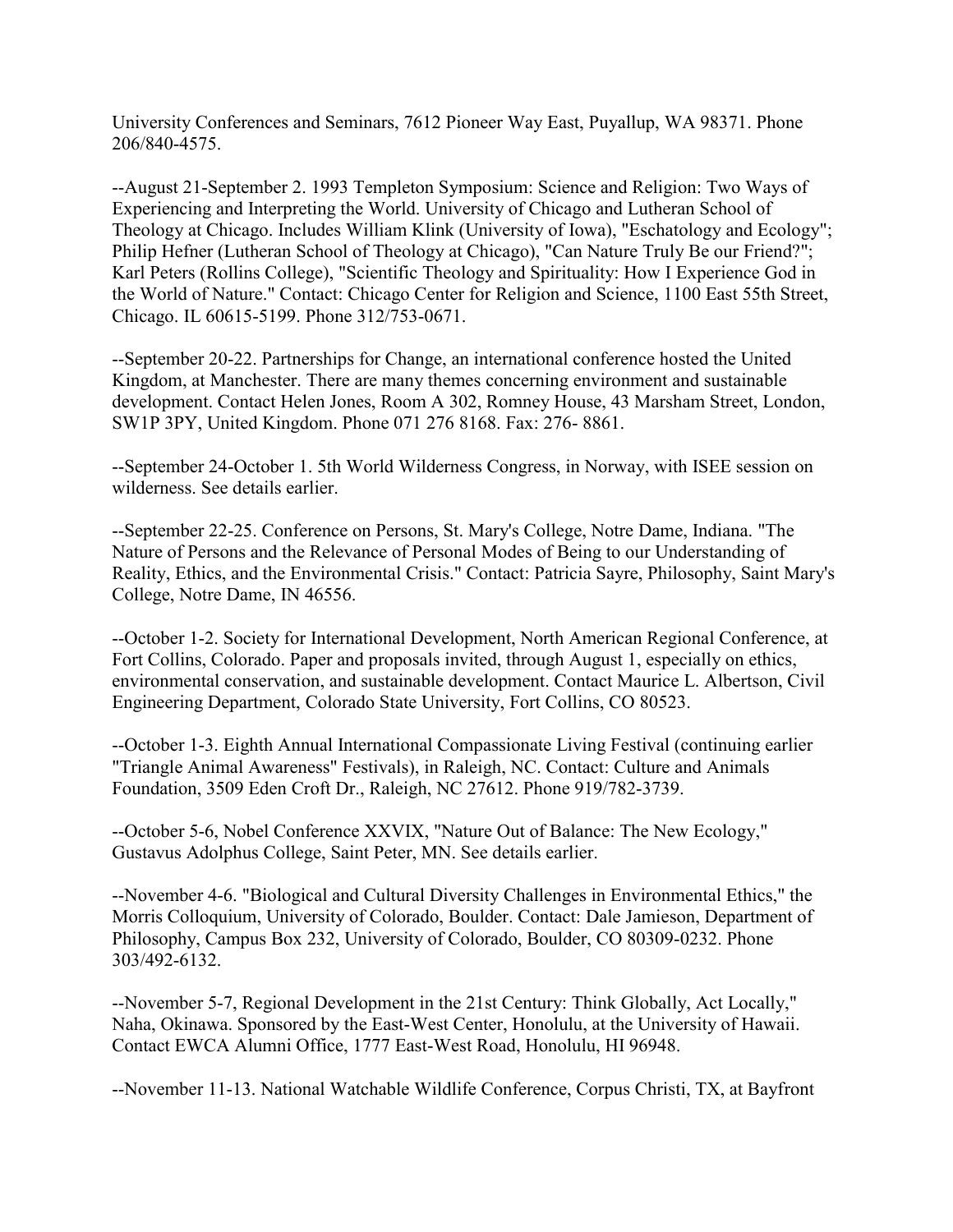University Conferences and Seminars, 7612 Pioneer Way East, Puyallup, WA 98371. Phone 206/840-4575.

--August 21-September 2. 1993 Templeton Symposium: Science and Religion: Two Ways of Experiencing and Interpreting the World. University of Chicago and Lutheran School of Theology at Chicago. Includes William Klink (University of Iowa), "Eschatology and Ecology"; Philip Hefner (Lutheran School of Theology at Chicago), "Can Nature Truly Be our Friend?"; Karl Peters (Rollins College), "Scientific Theology and Spirituality: How I Experience God in the World of Nature." Contact: Chicago Center for Religion and Science, 1100 East 55th Street, Chicago. IL 60615-5199. Phone 312/753-0671.

--September 20-22. Partnerships for Change, an international conference hosted the United Kingdom, at Manchester. There are many themes concerning environment and sustainable development. Contact Helen Jones, Room A 302, Romney House, 43 Marsham Street, London, SW1P 3PY, United Kingdom. Phone 071 276 8168. Fax: 276- 8861.

--September 24-October 1. 5th World Wilderness Congress, in Norway, with ISEE session on wilderness. See details earlier.

--September 22-25. Conference on Persons, St. Mary's College, Notre Dame, Indiana. "The Nature of Persons and the Relevance of Personal Modes of Being to our Understanding of Reality, Ethics, and the Environmental Crisis." Contact: Patricia Sayre, Philosophy, Saint Mary's College, Notre Dame, IN 46556.

--October 1-2. Society for International Development, North American Regional Conference, at Fort Collins, Colorado. Paper and proposals invited, through August 1, especially on ethics, environmental conservation, and sustainable development. Contact Maurice L. Albertson, Civil Engineering Department, Colorado State University, Fort Collins, CO 80523.

--October 1-3. Eighth Annual International Compassionate Living Festival (continuing earlier "Triangle Animal Awareness" Festivals), in Raleigh, NC. Contact: Culture and Animals Foundation, 3509 Eden Croft Dr., Raleigh, NC 27612. Phone 919/782-3739.

--October 5-6, Nobel Conference XXVIX, "Nature Out of Balance: The New Ecology," Gustavus Adolphus College, Saint Peter, MN. See details earlier.

--November 4-6. "Biological and Cultural Diversity Challenges in Environmental Ethics," the Morris Colloquium, University of Colorado, Boulder. Contact: Dale Jamieson, Department of Philosophy, Campus Box 232, University of Colorado, Boulder, CO 80309-0232. Phone 303/492-6132.

--November 5-7, Regional Development in the 21st Century: Think Globally, Act Locally," Naha, Okinawa. Sponsored by the East-West Center, Honolulu, at the University of Hawaii. Contact EWCA Alumni Office, 1777 East-West Road, Honolulu, HI 96948.

--November 11-13. National Watchable Wildlife Conference, Corpus Christi, TX, at Bayfront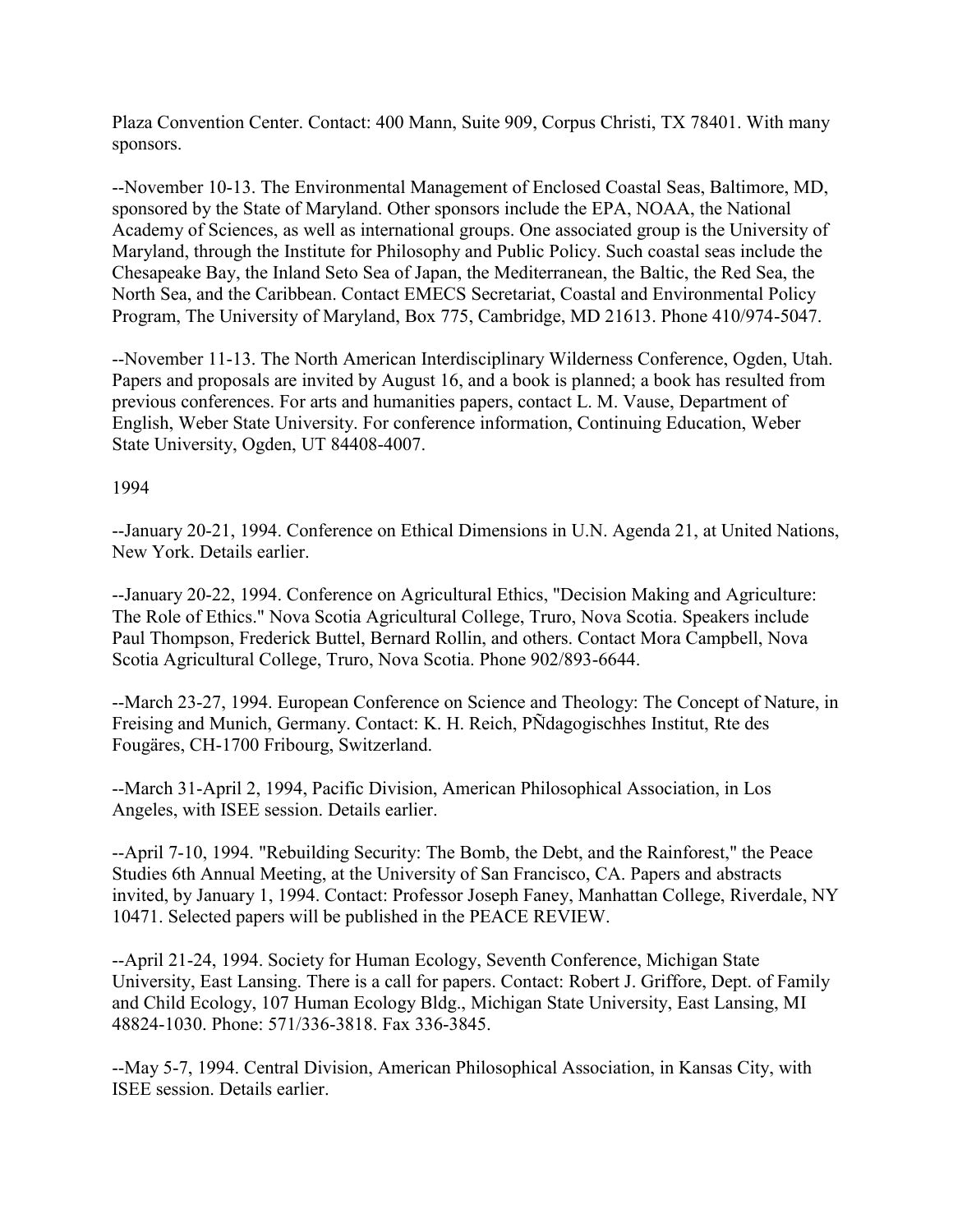Plaza Convention Center. Contact: 400 Mann, Suite 909, Corpus Christi, TX 78401. With many sponsors.

--November 10-13. The Environmental Management of Enclosed Coastal Seas, Baltimore, MD, sponsored by the State of Maryland. Other sponsors include the EPA, NOAA, the National Academy of Sciences, as well as international groups. One associated group is the University of Maryland, through the Institute for Philosophy and Public Policy. Such coastal seas include the Chesapeake Bay, the Inland Seto Sea of Japan, the Mediterranean, the Baltic, the Red Sea, the North Sea, and the Caribbean. Contact EMECS Secretariat, Coastal and Environmental Policy Program, The University of Maryland, Box 775, Cambridge, MD 21613. Phone 410/974-5047.

--November 11-13. The North American Interdisciplinary Wilderness Conference, Ogden, Utah. Papers and proposals are invited by August 16, and a book is planned; a book has resulted from previous conferences. For arts and humanities papers, contact L. M. Vause, Department of English, Weber State University. For conference information, Continuing Education, Weber State University, Ogden, UT 84408-4007.

1994

--January 20-21, 1994. Conference on Ethical Dimensions in U.N. Agenda 21, at United Nations, New York. Details earlier.

--January 20-22, 1994. Conference on Agricultural Ethics, "Decision Making and Agriculture: The Role of Ethics." Nova Scotia Agricultural College, Truro, Nova Scotia. Speakers include Paul Thompson, Frederick Buttel, Bernard Rollin, and others. Contact Mora Campbell, Nova Scotia Agricultural College, Truro, Nova Scotia. Phone 902/893-6644.

--March 23-27, 1994. European Conference on Science and Theology: The Concept of Nature, in Freising and Munich, Germany. Contact: K. H. Reich, PÑdagogischhes Institut, Rte des Fougäres, CH-1700 Fribourg, Switzerland.

--March 31-April 2, 1994, Pacific Division, American Philosophical Association, in Los Angeles, with ISEE session. Details earlier.

--April 7-10, 1994. "Rebuilding Security: The Bomb, the Debt, and the Rainforest," the Peace Studies 6th Annual Meeting, at the University of San Francisco, CA. Papers and abstracts invited, by January 1, 1994. Contact: Professor Joseph Faney, Manhattan College, Riverdale, NY 10471. Selected papers will be published in the PEACE REVIEW.

--April 21-24, 1994. Society for Human Ecology, Seventh Conference, Michigan State University, East Lansing. There is a call for papers. Contact: Robert J. Griffore, Dept. of Family and Child Ecology, 107 Human Ecology Bldg., Michigan State University, East Lansing, MI 48824-1030. Phone: 571/336-3818. Fax 336-3845.

--May 5-7, 1994. Central Division, American Philosophical Association, in Kansas City, with ISEE session. Details earlier.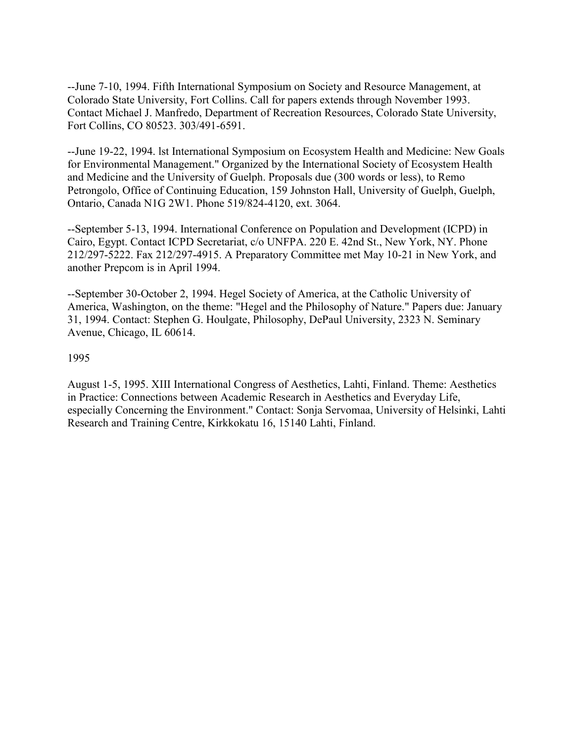--June 7-10, 1994. Fifth International Symposium on Society and Resource Management, at Colorado State University, Fort Collins. Call for papers extends through November 1993. Contact Michael J. Manfredo, Department of Recreation Resources, Colorado State University, Fort Collins, CO 80523. 303/491-6591.

--June 19-22, 1994. lst International Symposium on Ecosystem Health and Medicine: New Goals for Environmental Management." Organized by the International Society of Ecosystem Health and Medicine and the University of Guelph. Proposals due (300 words or less), to Remo Petrongolo, Office of Continuing Education, 159 Johnston Hall, University of Guelph, Guelph, Ontario, Canada N1G 2W1. Phone 519/824-4120, ext. 3064.

--September 5-13, 1994. International Conference on Population and Development (ICPD) in Cairo, Egypt. Contact ICPD Secretariat, c/o UNFPA. 220 E. 42nd St., New York, NY. Phone 212/297-5222. Fax 212/297-4915. A Preparatory Committee met May 10-21 in New York, and another Prepcom is in April 1994.

--September 30-October 2, 1994. Hegel Society of America, at the Catholic University of America, Washington, on the theme: "Hegel and the Philosophy of Nature." Papers due: January 31, 1994. Contact: Stephen G. Houlgate, Philosophy, DePaul University, 2323 N. Seminary Avenue, Chicago, IL 60614.

1995

August 1-5, 1995. XIII International Congress of Aesthetics, Lahti, Finland. Theme: Aesthetics in Practice: Connections between Academic Research in Aesthetics and Everyday Life, especially Concerning the Environment." Contact: Sonja Servomaa, University of Helsinki, Lahti Research and Training Centre, Kirkkokatu 16, 15140 Lahti, Finland.